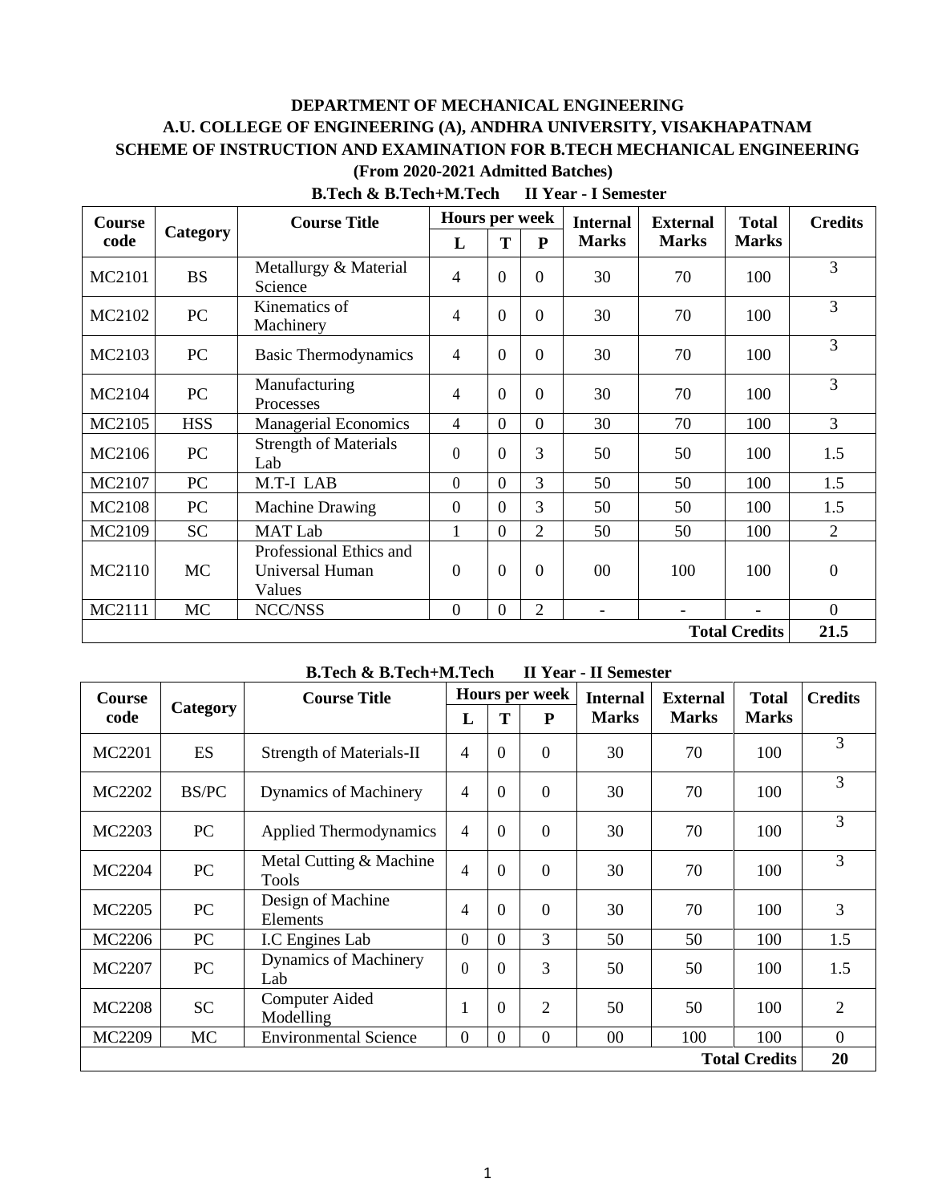**DEPARTMENT OF MECHANICAL ENGINEERING**

**A.U. COLLEGE OF ENGINEERING (A), ANDHRA UNIVERSITY, VISAKHAPATNAM**

**SCHEME OF INSTRUCTION AND EXAMINATION FOR B.TECH MECHANICAL ENGINEERING**

**(From 2020-2021 Admitted Batches)**

**B.Tech & B.Tech+M.Tech II Year - I Semester**

| Course code | Category | Course Title | Hours per week | | | Internal Marks | External Marks | Total Marks | Credits |
|---|---|---|---|---|---|---|---|---|---|
| | | | L | T | P | | | | |
| MC2101 | BS | Metallurgy & Material Science | 4 | 0 | 0 | 30 | 70 | 100 | 3 |
| MC2102 | PC | Kinematics of Machinery | 4 | 0 | 0 | 30 | 70 | 100 | 3 |
| MC2103 | PC | Basic Thermodynamics | 4 | 0 | 0 | 30 | 70 | 100 | 3 |
| MC2104 | PC | Manufacturing Processes | 4 | 0 | 0 | 30 | 70 | 100 | 3 |
| MC2105 | HSS | Managerial Economics | 4 | 0 | 0 | 30 | 70 | 100 | 3 |
| MC2106 | PC | Strength of Materials Lab | 0 | 0 | 3 | 50 | 50 | 100 | 1.5 |
| MC2107 | PC | M.T-I LAB | 0 | 0 | 3 | 50 | 50 | 100 | 1.5 |
| MC2108 | PC | Machine Drawing | 0 | 0 | 3 | 50 | 50 | 100 | 1.5 |
| MC2109 | SC | MAT Lab | 1 | 0 | 2 | 50 | 50 | 100 | 2 |
| MC2110 | MC | Professional Ethics and Universal Human Values | 0 | 0 | 0 | 00 | 100 | 100 | 0 |
| MC2111 | MC | NCC/NSS | 0 | 0 | 2 | - | - | - | 0 |
| | | | | | | | | **Total Credits** | **21.5** |

**B.Tech & B.Tech+M.Tech II Year - II Semester**

| Course code | Category | Course Title | Hours per week | | | Internal Marks | External Marks | Total Marks | Credits |
|---|---|---|---|---|---|---|---|---|---|
| | | | L | T | P | | | | |
| MC2201 | ES | Strength of Materials-II | 4 | 0 | 0 | 30 | 70 | 100 | 3 |
| MC2202 | BS/PC | Dynamics of Machinery | 4 | 0 | 0 | 30 | 70 | 100 | 3 |
| MC2203 | PC | Applied Thermodynamics | 4 | 0 | 0 | 30 | 70 | 100 | 3 |
| MC2204 | PC | Metal Cutting & Machine Tools | 4 | 0 | 0 | 30 | 70 | 100 | 3 |
| MC2205 | PC | Design of Machine Elements | 4 | 0 | 0 | 30 | 70 | 100 | 3 |
| MC2206 | PC | I.C Engines Lab | 0 | 0 | 3 | 50 | 50 | 100 | 1.5 |
| MC2207 | PC | Dynamics of Machinery Lab | 0 | 0 | 3 | 50 | 50 | 100 | 1.5 |
| MC2208 | SC | Computer Aided Modelling | 1 | 0 | 2 | 50 | 50 | 100 | 2 |
| MC2209 | MC | Environmental Science | 0 | 0 | 0 | 00 | 100 | 100 | 0 |
| | | | | | | | | **Total Credits** | **20** |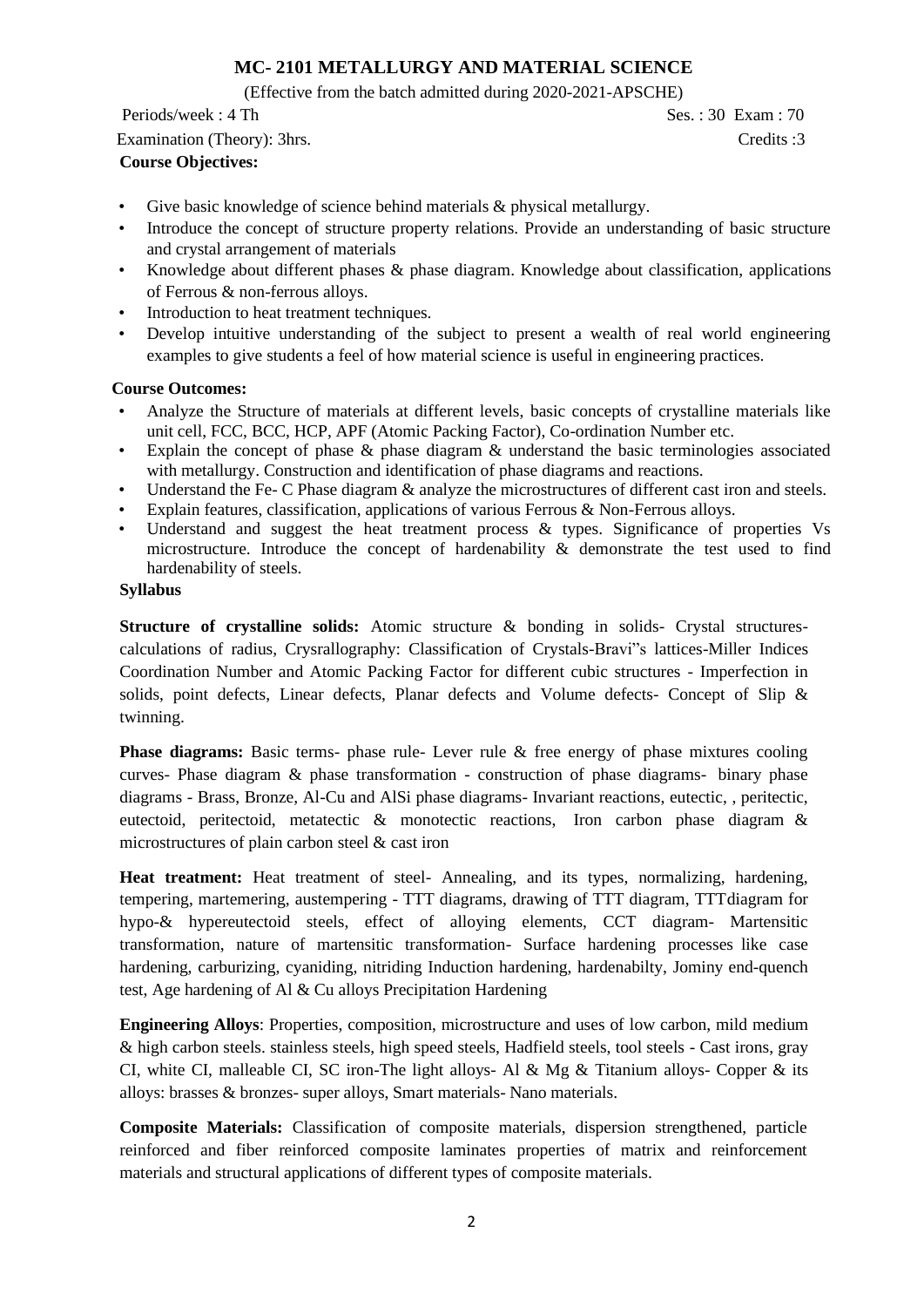## MC- 2101 METALLURGY AND MATERIAL SCIENCE

(Effective from the batch admitted during 2020-2021-APSCHE)

Periods/week : 4 Th Ses. : 30 Exam : 70

Examination (Theory): 3hrs. Credits :3

**Course Objectives:**

- Give basic knowledge of science behind materials & physical metallurgy.
- Introduce the concept of structure property relations. Provide an understanding of basic structure and crystal arrangement of materials
- Knowledge about different phases & phase diagram. Knowledge about classification, applications of Ferrous & non-ferrous alloys.
- Introduction to heat treatment techniques.
- Develop intuitive understanding of the subject to present a wealth of real world engineering examples to give students a feel of how material science is useful in engineering practices.

**Course Outcomes:**

- Analyze the Structure of materials at different levels, basic concepts of crystalline materials like unit cell, FCC, BCC, HCP, APF (Atomic Packing Factor), Co-ordination Number etc.
- Explain the concept of phase & phase diagram & understand the basic terminologies associated with metallurgy. Construction and identification of phase diagrams and reactions.
- Understand the Fe- C Phase diagram & analyze the microstructures of different cast iron and steels.
- Explain features, classification, applications of various Ferrous & Non-Ferrous alloys.
- Understand and suggest the heat treatment process & types. Significance of properties Vs microstructure. Introduce the concept of hardenability & demonstrate the test used to find hardenability of steels.

**Syllabus**

**Structure of crystalline solids:** Atomic structure & bonding in solids- Crystal structures-calculations of radius, Crysrallography: Classification of Crystals-Bravi"s lattices-Miller Indices Coordination Number and Atomic Packing Factor for different cubic structures - Imperfection in solids, point defects, Linear defects, Planar defects and Volume defects- Concept of Slip & twinning.

**Phase diagrams:** Basic terms- phase rule- Lever rule & free energy of phase mixtures cooling curves- Phase diagram & phase transformation - construction of phase diagrams- binary phase diagrams - Brass, Bronze, Al-Cu and AlSi phase diagrams- Invariant reactions, eutectic, , peritectic, eutectoid, peritectoid, metatectic & monotectic reactions, Iron carbon phase diagram & microstructures of plain carbon steel & cast iron

**Heat treatment:** Heat treatment of steel- Annealing, and its types, normalizing, hardening, tempering, martemering, austempering - TTT diagrams, drawing of TTT diagram, TTTdiagram for hypo-& hypereutectoid steels, effect of alloying elements, CCT diagram- Martensitic transformation, nature of martensitic transformation- Surface hardening processes like case hardening, carburizing, cyaniding, nitriding Induction hardening, hardenabilty, Jominy end-quench test, Age hardening of Al & Cu alloys Precipitation Hardening

**Engineering Alloys**: Properties, composition, microstructure and uses of low carbon, mild medium & high carbon steels. stainless steels, high speed steels, Hadfield steels, tool steels - Cast irons, gray CI, white CI, malleable CI, SC iron-The light alloys- Al & Mg & Titanium alloys- Copper & its alloys: brasses & bronzes- super alloys, Smart materials- Nano materials.

**Composite Materials:** Classification of composite materials, dispersion strengthened, particle reinforced and fiber reinforced composite laminates properties of matrix and reinforcement materials and structural applications of different types of composite materials.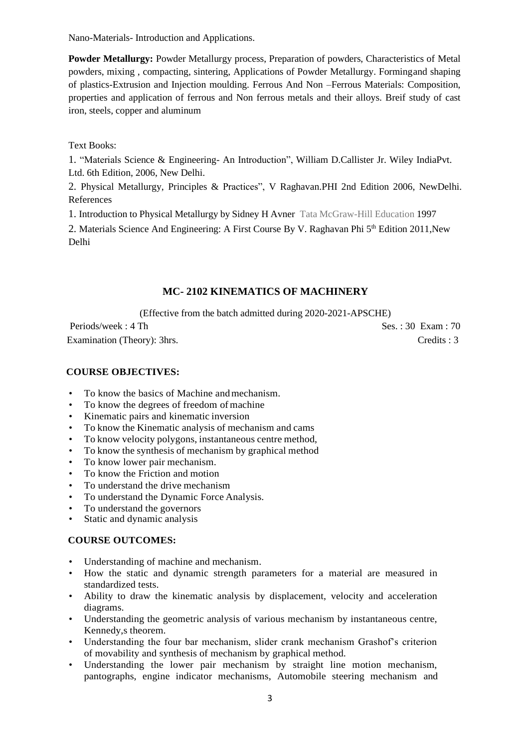Nano-Materials- Introduction and Applications.

**Powder Metallurgy:** Powder Metallurgy process, Preparation of powders, Characteristics of Metal powders, mixing , compacting, sintering, Applications of Powder Metallurgy. Formingand shaping of plastics-Extrusion and Injection moulding. Ferrous And Non –Ferrous Materials: Composition, properties and application of ferrous and Non ferrous metals and their alloys. Breif study of cast iron, steels, copper and aluminum

Text Books:

1. "Materials Science & Engineering- An Introduction", William D.Callister Jr. Wiley IndiaPvt. Ltd. 6th Edition, 2006, New Delhi.

2. Physical Metallurgy, Principles & Practices", V Raghavan.PHI 2nd Edition 2006, NewDelhi.

References

1. Introduction to Physical Metallurgy by Sidney H Avner Tata McGraw-Hill Education 1997

2. Materials Science And Engineering: A First Course By V. Raghavan Phi 5th Edition 2011,New Delhi

## MC- 2102 KINEMATICS OF MACHINERY

(Effective from the batch admitted during 2020-2021-APSCHE)

Periods/week : 4 Th Ses. : 30 Exam : 70

Examination (Theory): 3hrs. Credits : 3

### COURSE OBJECTIVES:

- To know the basics of Machine and mechanism.
- To know the degrees of freedom of machine
- Kinematic pairs and kinematic inversion
- To know the Kinematic analysis of mechanism and cams
- To know velocity polygons, instantaneous centre method,
- To know the synthesis of mechanism by graphical method
- To know lower pair mechanism.
- To know the Friction and motion
- To understand the drive mechanism
- To understand the Dynamic Force Analysis.
- To understand the governors
- Static and dynamic analysis

### COURSE OUTCOMES:

- Understanding of machine and mechanism.
- How the static and dynamic strength parameters for a material are measured in standardized tests.
- Ability to draw the kinematic analysis by displacement, velocity and acceleration diagrams.
- Understanding the geometric analysis of various mechanism by instantaneous centre, Kennedy,s theorem.
- Understanding the four bar mechanism, slider crank mechanism Grashof's criterion of movability and synthesis of mechanism by graphical method.
- Understanding the lower pair mechanism by straight line motion mechanism, pantographs, engine indicator mechanisms, Automobile steering mechanism and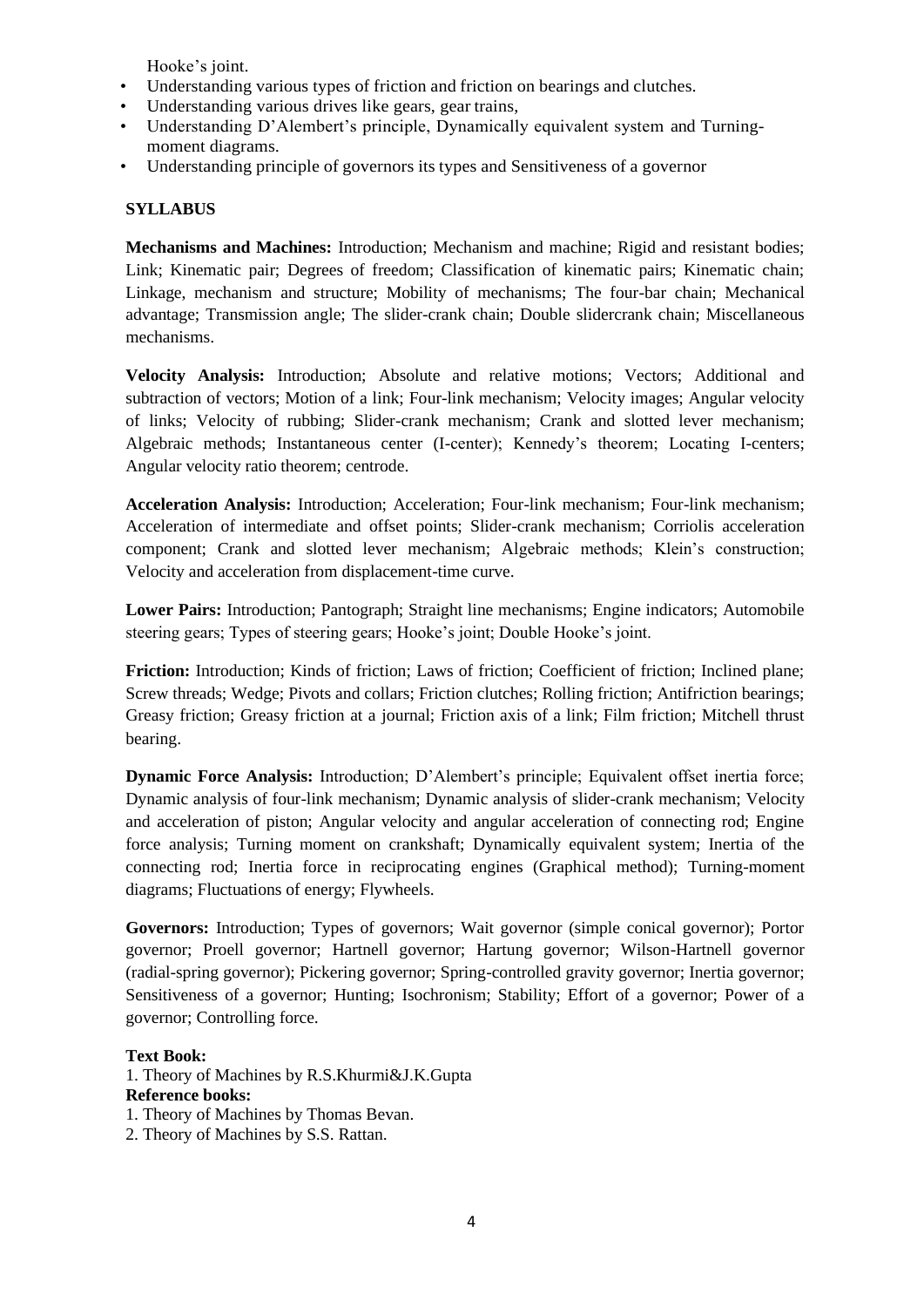Hooke's joint.

- Understanding various types of friction and friction on bearings and clutches.
- Understanding various drives like gears, gear trains,
- Understanding D'Alembert's principle, Dynamically equivalent system and Turning-moment diagrams.
- Understanding principle of governors its types and Sensitiveness of a governor

**SYLLABUS**

**Mechanisms and Machines:** Introduction; Mechanism and machine; Rigid and resistant bodies; Link; Kinematic pair; Degrees of freedom; Classification of kinematic pairs; Kinematic chain; Linkage, mechanism and structure; Mobility of mechanisms; The four-bar chain; Mechanical advantage; Transmission angle; The slider-crank chain; Double slidercrank chain; Miscellaneous mechanisms.

**Velocity Analysis:** Introduction; Absolute and relative motions; Vectors; Additional and subtraction of vectors; Motion of a link; Four-link mechanism; Velocity images; Angular velocity of links; Velocity of rubbing; Slider-crank mechanism; Crank and slotted lever mechanism; Algebraic methods; Instantaneous center (I-center); Kennedy's theorem; Locating I-centers; Angular velocity ratio theorem; centrode.

**Acceleration Analysis:** Introduction; Acceleration; Four-link mechanism; Four-link mechanism; Acceleration of intermediate and offset points; Slider-crank mechanism; Corriolis acceleration component; Crank and slotted lever mechanism; Algebraic methods; Klein's construction; Velocity and acceleration from displacement-time curve.

**Lower Pairs:** Introduction; Pantograph; Straight line mechanisms; Engine indicators; Automobile steering gears; Types of steering gears; Hooke's joint; Double Hooke's joint.

**Friction:** Introduction; Kinds of friction; Laws of friction; Coefficient of friction; Inclined plane; Screw threads; Wedge; Pivots and collars; Friction clutches; Rolling friction; Antifriction bearings; Greasy friction; Greasy friction at a journal; Friction axis of a link; Film friction; Mitchell thrust bearing.

**Dynamic Force Analysis:** Introduction; D'Alembert's principle; Equivalent offset inertia force; Dynamic analysis of four-link mechanism; Dynamic analysis of slider-crank mechanism; Velocity and acceleration of piston; Angular velocity and angular acceleration of connecting rod; Engine force analysis; Turning moment on crankshaft; Dynamically equivalent system; Inertia of the connecting rod; Inertia force in reciprocating engines (Graphical method); Turning-moment diagrams; Fluctuations of energy; Flywheels.

**Governors:** Introduction; Types of governors; Wait governor (simple conical governor); Portor governor; Proell governor; Hartnell governor; Hartung governor; Wilson-Hartnell governor (radial-spring governor); Pickering governor; Spring-controlled gravity governor; Inertia governor; Sensitiveness of a governor; Hunting; Isochronism; Stability; Effort of a governor; Power of a governor; Controlling force.

**Text Book:**

1. Theory of Machines by R.S.Khurmi&J.K.Gupta

**Reference books:**

1. Theory of Machines by Thomas Bevan.
2. Theory of Machines by S.S. Rattan.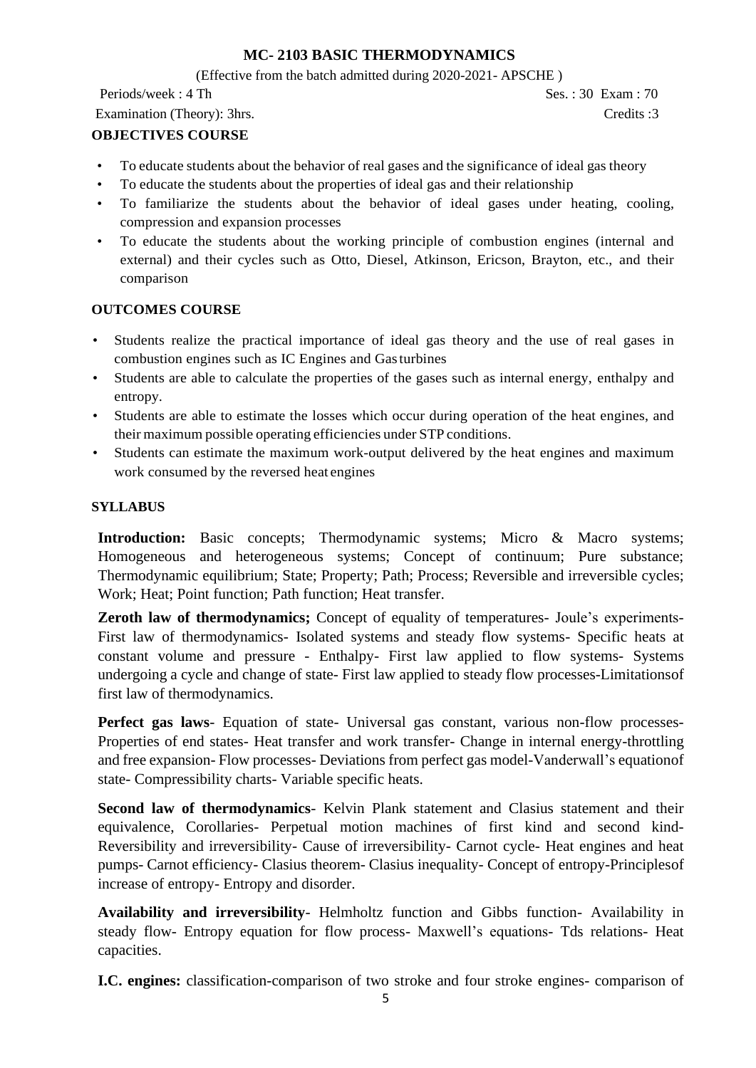## MC- 2103 BASIC THERMODYNAMICS

(Effective from the batch admitted during 2020-2021- APSCHE )

Periods/week : 4 Th Ses. : 30 Exam : 70

Examination (Theory): 3hrs. Credits :3

### OBJECTIVES COURSE

- To educate students about the behavior of real gases and the significance of ideal gas theory
- To educate the students about the properties of ideal gas and their relationship
- To familiarize the students about the behavior of ideal gases under heating, cooling, compression and expansion processes
- To educate the students about the working principle of combustion engines (internal and external) and their cycles such as Otto, Diesel, Atkinson, Ericson, Brayton, etc., and their comparison

### OUTCOMES COURSE

- Students realize the practical importance of ideal gas theory and the use of real gases in combustion engines such as IC Engines and Gas turbines
- Students are able to calculate the properties of the gases such as internal energy, enthalpy and entropy.
- Students are able to estimate the losses which occur during operation of the heat engines, and their maximum possible operating efficiencies under STP conditions.
- Students can estimate the maximum work-output delivered by the heat engines and maximum work consumed by the reversed heat engines

### SYLLABUS

**Introduction:** Basic concepts; Thermodynamic systems; Micro & Macro systems; Homogeneous and heterogeneous systems; Concept of continuum; Pure substance; Thermodynamic equilibrium; State; Property; Path; Process; Reversible and irreversible cycles; Work; Heat; Point function; Path function; Heat transfer.

**Zeroth law of thermodynamics;** Concept of equality of temperatures- Joule's experiments- First law of thermodynamics- Isolated systems and steady flow systems- Specific heats at constant volume and pressure - Enthalpy- First law applied to flow systems- Systems undergoing a cycle and change of state- First law applied to steady flow processes-Limitationsof first law of thermodynamics.

**Perfect gas laws**- Equation of state- Universal gas constant, various non-flow processes- Properties of end states- Heat transfer and work transfer- Change in internal energy-throttling and free expansion- Flow processes- Deviations from perfect gas model-Vanderwall's equationof state- Compressibility charts- Variable specific heats.

**Second law of thermodynamics**- Kelvin Plank statement and Clasius statement and their equivalence, Corollaries- Perpetual motion machines of first kind and second kind- Reversibility and irreversibility- Cause of irreversibility- Carnot cycle- Heat engines and heat pumps- Carnot efficiency- Clasius theorem- Clasius inequality- Concept of entropy-Principlesof increase of entropy- Entropy and disorder.

**Availability and irreversibility**- Helmholtz function and Gibbs function- Availability in steady flow- Entropy equation for flow process- Maxwell's equations- Tds relations- Heat capacities.

**I.C. engines:** classification-comparison of two stroke and four stroke engines- comparison of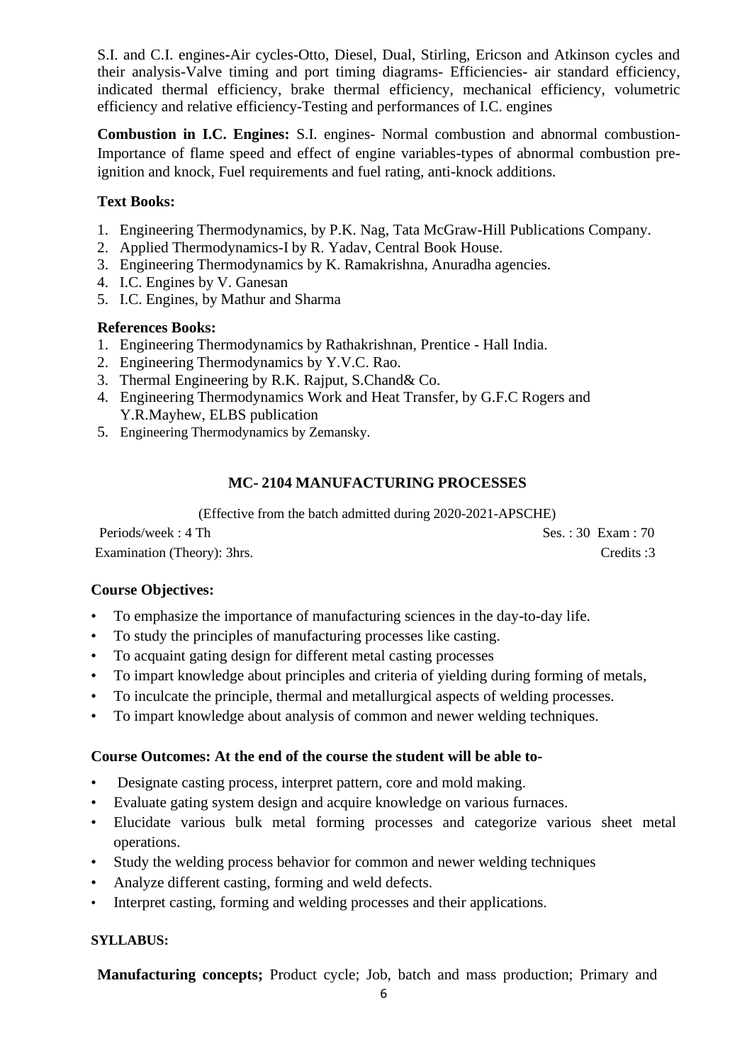S.I. and C.I. engines-Air cycles-Otto, Diesel, Dual, Stirling, Ericson and Atkinson cycles and their analysis-Valve timing and port timing diagrams- Efficiencies- air standard efficiency, indicated thermal efficiency, brake thermal efficiency, mechanical efficiency, volumetric efficiency and relative efficiency-Testing and performances of I.C. engines

**Combustion in I.C. Engines:** S.I. engines- Normal combustion and abnormal combustion- Importance of flame speed and effect of engine variables-types of abnormal combustion pre-ignition and knock, Fuel requirements and fuel rating, anti-knock additions.

**Text Books:**

1. Engineering Thermodynamics, by P.K. Nag, Tata McGraw-Hill Publications Company.
2. Applied Thermodynamics-I by R. Yadav, Central Book House.
3. Engineering Thermodynamics by K. Ramakrishna, Anuradha agencies.
4. I.C. Engines by V. Ganesan
5. I.C. Engines, by Mathur and Sharma

**References Books:**

1. Engineering Thermodynamics by Rathakrishnan, Prentice - Hall India.
2. Engineering Thermodynamics by Y.V.C. Rao.
3. Thermal Engineering by R.K. Rajput, S.Chand& Co.
4. Engineering Thermodynamics Work and Heat Transfer, by G.F.C Rogers and Y.R.Mayhew, ELBS publication
5. Engineering Thermodynamics by Zemansky.

## MC- 2104 MANUFACTURING PROCESSES

(Effective from the batch admitted during 2020-2021-APSCHE)

Periods/week : 4 Th　　　　Ses. : 30 Exam : 70

Examination (Theory): 3hrs.　　　　Credits :3

**Course Objectives:**

- To emphasize the importance of manufacturing sciences in the day-to-day life.
- To study the principles of manufacturing processes like casting.
- To acquaint gating design for different metal casting processes
- To impart knowledge about principles and criteria of yielding during forming of metals,
- To inculcate the principle, thermal and metallurgical aspects of welding processes.
- To impart knowledge about analysis of common and newer welding techniques.

**Course Outcomes: At the end of the course the student will be able to-**

- Designate casting process, interpret pattern, core and mold making.
- Evaluate gating system design and acquire knowledge on various furnaces.
- Elucidate various bulk metal forming processes and categorize various sheet metal operations.
- Study the welding process behavior for common and newer welding techniques
- Analyze different casting, forming and weld defects.
- Interpret casting, forming and welding processes and their applications.

**SYLLABUS:**

**Manufacturing concepts;** Product cycle; Job, batch and mass production; Primary and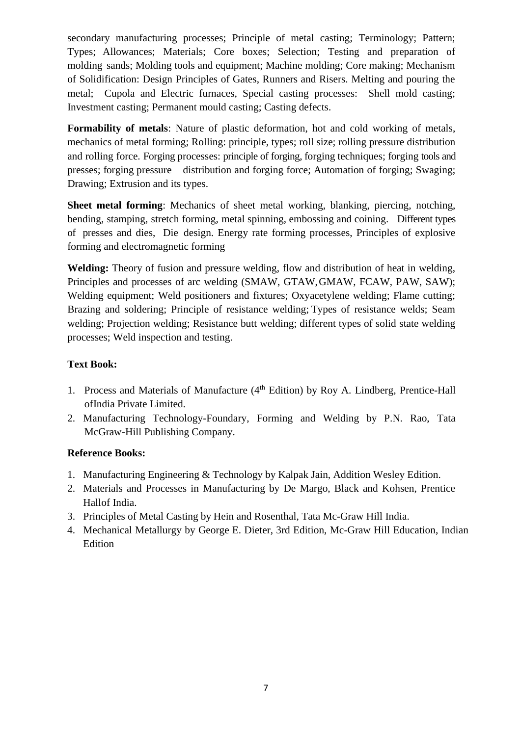secondary manufacturing processes; Principle of metal casting; Terminology; Pattern; Types; Allowances; Materials; Core boxes; Selection; Testing and preparation of molding sands; Molding tools and equipment; Machine molding; Core making; Mechanism of Solidification: Design Principles of Gates, Runners and Risers. Melting and pouring the metal; Cupola and Electric furnaces, Special casting processes: Shell mold casting; Investment casting; Permanent mould casting; Casting defects.

**Formability of metals**: Nature of plastic deformation, hot and cold working of metals, mechanics of metal forming; Rolling: principle, types; roll size; rolling pressure distribution and rolling force. Forging processes: principle of forging, forging techniques; forging tools and presses; forging pressure distribution and forging force; Automation of forging; Swaging; Drawing; Extrusion and its types.

**Sheet metal forming**: Mechanics of sheet metal working, blanking, piercing, notching, bending, stamping, stretch forming, metal spinning, embossing and coining. Different types of presses and dies, Die design. Energy rate forming processes, Principles of explosive forming and electromagnetic forming

**Welding:** Theory of fusion and pressure welding, flow and distribution of heat in welding, Principles and processes of arc welding (SMAW, GTAW, GMAW, FCAW, PAW, SAW); Welding equipment; Weld positioners and fixtures; Oxyacetylene welding; Flame cutting; Brazing and soldering; Principle of resistance welding; Types of resistance welds; Seam welding; Projection welding; Resistance butt welding; different types of solid state welding processes; Weld inspection and testing.

**Text Book:**

1. Process and Materials of Manufacture (4th Edition) by Roy A. Lindberg, Prentice-Hall ofIndia Private Limited.
2. Manufacturing Technology-Foundary, Forming and Welding by P.N. Rao, Tata McGraw-Hill Publishing Company.

**Reference Books:**

1. Manufacturing Engineering & Technology by Kalpak Jain, Addition Wesley Edition.
2. Materials and Processes in Manufacturing by De Margo, Black and Kohsen, Prentice Hallof India.
3. Principles of Metal Casting by Hein and Rosenthal, Tata Mc-Graw Hill India.
4. Mechanical Metallurgy by George E. Dieter, 3rd Edition, Mc-Graw Hill Education, Indian Edition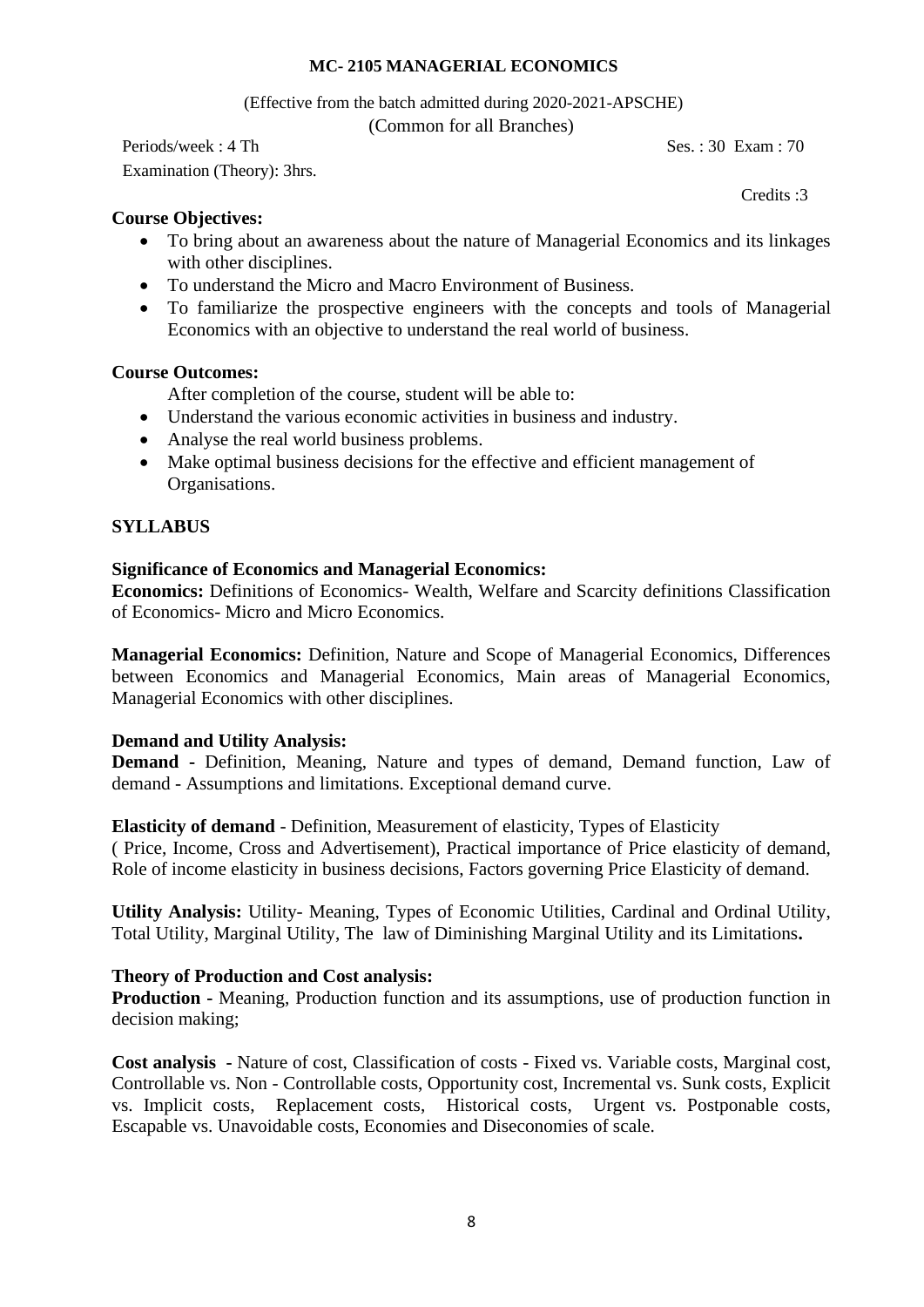**MC- 2105 MANAGERIAL ECONOMICS**

(Effective from the batch admitted during 2020-2021-APSCHE)

(Common for all Branches)

Periods/week : 4 Th Ses. : 30 Exam : 70

Examination (Theory): 3hrs.

Credits :3

**Course Objectives:**

- To bring about an awareness about the nature of Managerial Economics and its linkages with other disciplines.
- To understand the Micro and Macro Environment of Business.
- To familiarize the prospective engineers with the concepts and tools of Managerial Economics with an objective to understand the real world of business.

**Course Outcomes:**

After completion of the course, student will be able to:

- Understand the various economic activities in business and industry.
- Analyse the real world business problems.
- Make optimal business decisions for the effective and efficient management of Organisations.

**SYLLABUS**

**Significance of Economics and Managerial Economics:**

**Economics:** Definitions of Economics- Wealth, Welfare and Scarcity definitions Classification of Economics- Micro and Micro Economics.

**Managerial Economics:** Definition, Nature and Scope of Managerial Economics, Differences between Economics and Managerial Economics, Main areas of Managerial Economics, Managerial Economics with other disciplines.

**Demand and Utility Analysis:**

**Demand -** Definition, Meaning, Nature and types of demand, Demand function, Law of demand - Assumptions and limitations. Exceptional demand curve.

**Elasticity of demand** - Definition, Measurement of elasticity, Types of Elasticity ( Price, Income, Cross and Advertisement), Practical importance of Price elasticity of demand, Role of income elasticity in business decisions, Factors governing Price Elasticity of demand.

**Utility Analysis:** Utility- Meaning, Types of Economic Utilities, Cardinal and Ordinal Utility, Total Utility, Marginal Utility, The law of Diminishing Marginal Utility and its Limitations**.**

**Theory of Production and Cost analysis:**

**Production -** Meaning, Production function and its assumptions, use of production function in decision making;

**Cost analysis -** Nature of cost, Classification of costs - Fixed vs. Variable costs, Marginal cost, Controllable vs. Non - Controllable costs, Opportunity cost, Incremental vs. Sunk costs, Explicit vs. Implicit costs, Replacement costs, Historical costs, Urgent vs. Postponable costs, Escapable vs. Unavoidable costs, Economies and Diseconomies of scale.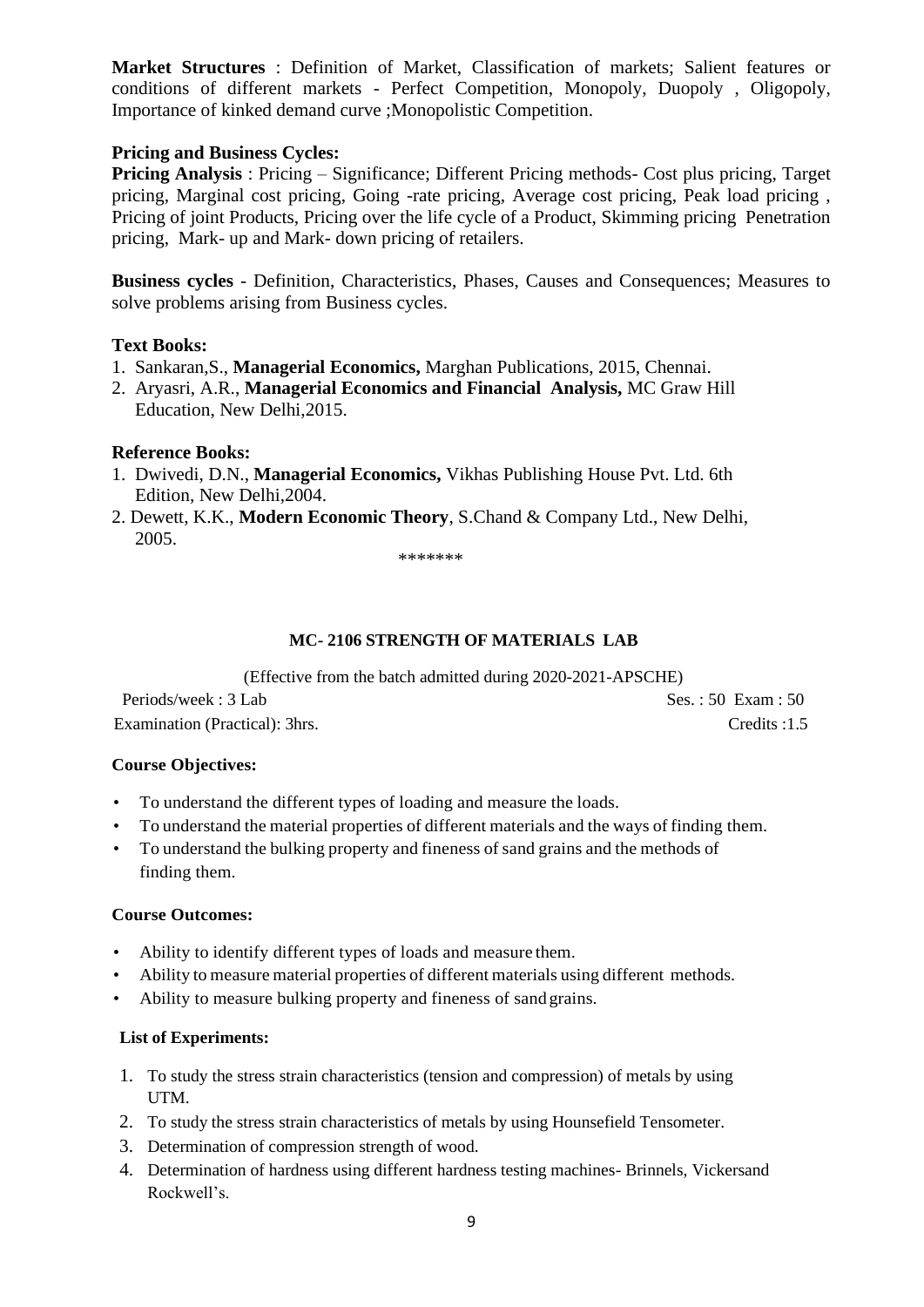**Market Structures** : Definition of Market, Classification of markets; Salient features or conditions of different markets - Perfect Competition, Monopoly, Duopoly , Oligopoly, Importance of kinked demand curve ;Monopolistic Competition.

**Pricing and Business Cycles:**

**Pricing Analysis** : Pricing – Significance; Different Pricing methods- Cost plus pricing, Target pricing, Marginal cost pricing, Going -rate pricing, Average cost pricing, Peak load pricing , Pricing of joint Products, Pricing over the life cycle of a Product, Skimming pricing Penetration pricing, Mark- up and Mark- down pricing of retailers.

**Business cycles** - Definition, Characteristics, Phases, Causes and Consequences; Measures to solve problems arising from Business cycles.

**Text Books:**

1. Sankaran,S., **Managerial Economics,** Marghan Publications, 2015, Chennai.
2. Aryasri, A.R., **Managerial Economics and Financial Analysis,** MC Graw Hill Education, New Delhi,2015.

**Reference Books:**

1. Dwivedi, D.N., **Managerial Economics,** Vikhas Publishing House Pvt. Ltd. 6th Edition, New Delhi,2004.
2. Dewett, K.K., **Modern Economic Theory**, S.Chand & Company Ltd., New Delhi, 2005.

*******

### MC- 2106 STRENGTH OF MATERIALS LAB

(Effective from the batch admitted during 2020-2021-APSCHE)

Periods/week : 3 Lab                Ses. : 50 Exam : 50

Examination (Practical): 3hrs.                Credits :1.5

**Course Objectives:**

- To understand the different types of loading and measure the loads.
- To understand the material properties of different materials and the ways of finding them.
- To understand the bulking property and fineness of sand grains and the methods of finding them.

**Course Outcomes:**

- Ability to identify different types of loads and measure them.
- Ability to measure material properties of different materials using different methods.
- Ability to measure bulking property and fineness of sand grains.

**List of Experiments:**

1. To study the stress strain characteristics (tension and compression) of metals by using UTM.
2. To study the stress strain characteristics of metals by using Hounsefield Tensometer.
3. Determination of compression strength of wood.
4. Determination of hardness using different hardness testing machines- Brinnels, Vickersand Rockwell's.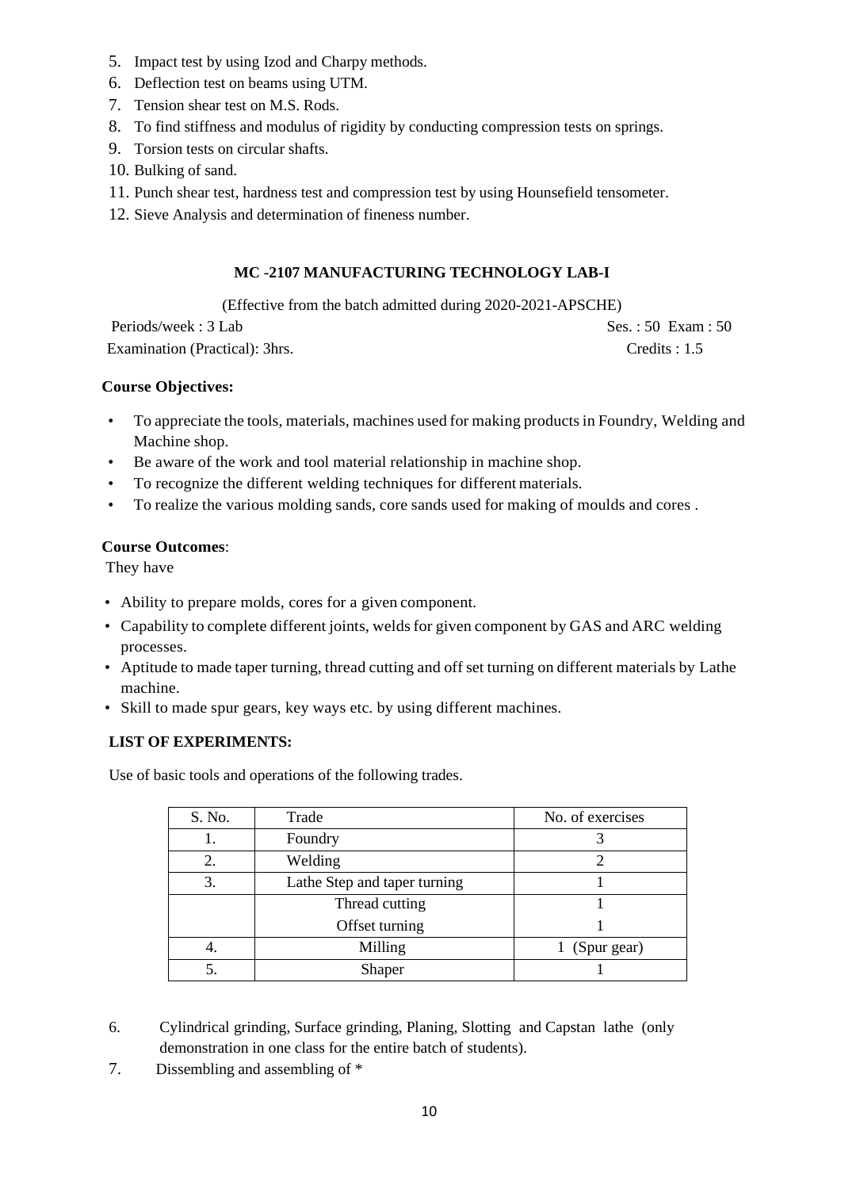5. Impact test by using Izod and Charpy methods.
6. Deflection test on beams using UTM.
7. Tension shear test on M.S. Rods.
8. To find stiffness and modulus of rigidity by conducting compression tests on springs.
9. Torsion tests on circular shafts.
10. Bulking of sand.
11. Punch shear test, hardness test and compression test by using Hounsefield tensometer.
12. Sieve Analysis and determination of fineness number.

## MC -2107 MANUFACTURING TECHNOLOGY LAB-I

(Effective from the batch admitted during 2020-2021-APSCHE)

Periods/week : 3 Lab　　　　　　　　　　　　　　　　Ses. : 50 Exam : 50

Examination (Practical): 3hrs.　　　　　　　　　　　　　　Credits : 1.5

**Course Objectives:**

- To appreciate the tools, materials, machines used for making products in Foundry, Welding and Machine shop.
- Be aware of the work and tool material relationship in machine shop.
- To recognize the different welding techniques for different materials.
- To realize the various molding sands, core sands used for making of moulds and cores .

**Course Outcomes**:

They have

- Ability to prepare molds, cores for a given component.
- Capability to complete different joints, welds for given component by GAS and ARC welding processes.
- Aptitude to made taper turning, thread cutting and off set turning on different materials by Lathe machine.
- Skill to made spur gears, key ways etc. by using different machines.

**LIST OF EXPERIMENTS:**

Use of basic tools and operations of the following trades.

| S. No. | Trade | No. of exercises |
|---|---|---|
| 1. | Foundry | 3 |
| 2. | Welding | 2 |
| 3. | Lathe Step and taper turning | 1 |
| | Thread cutting | 1 |
| | Offset turning | 1 |
| 4. | Milling | 1 (Spur gear) |
| 5. | Shaper | 1 |

6. Cylindrical grinding, Surface grinding, Planing, Slotting and Capstan lathe (only demonstration in one class for the entire batch of students).
7. Dissembling and assembling of *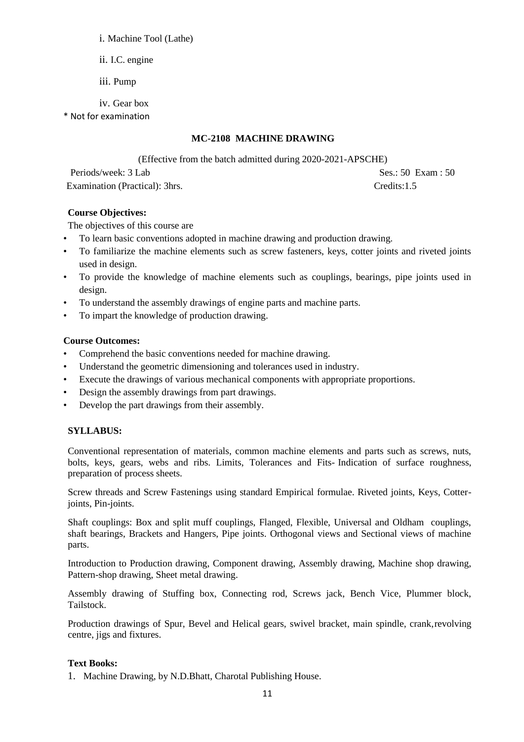i. Machine Tool (Lathe)

ii. I.C. engine

iii. Pump

iv. Gear box

* Not for examination

## MC-2108 MACHINE DRAWING

(Effective from the batch admitted during 2020-2021-APSCHE)

Periods/week: 3 Lab Ses.: 50 Exam : 50

Examination (Practical): 3hrs. Credits:1.5

**Course Objectives:**

The objectives of this course are

- To learn basic conventions adopted in machine drawing and production drawing.
- To familiarize the machine elements such as screw fasteners, keys, cotter joints and riveted joints used in design.
- To provide the knowledge of machine elements such as couplings, bearings, pipe joints used in design.
- To understand the assembly drawings of engine parts and machine parts.
- To impart the knowledge of production drawing.

**Course Outcomes:**

- Comprehend the basic conventions needed for machine drawing.
- Understand the geometric dimensioning and tolerances used in industry.
- Execute the drawings of various mechanical components with appropriate proportions.
- Design the assembly drawings from part drawings.
- Develop the part drawings from their assembly.

**SYLLABUS:**

Conventional representation of materials, common machine elements and parts such as screws, nuts, bolts, keys, gears, webs and ribs. Limits, Tolerances and Fits- Indication of surface roughness, preparation of process sheets.

Screw threads and Screw Fastenings using standard Empirical formulae. Riveted joints, Keys, Cotter-joints, Pin-joints.

Shaft couplings: Box and split muff couplings, Flanged, Flexible, Universal and Oldham couplings, shaft bearings, Brackets and Hangers, Pipe joints. Orthogonal views and Sectional views of machine parts.

Introduction to Production drawing, Component drawing, Assembly drawing, Machine shop drawing, Pattern-shop drawing, Sheet metal drawing.

Assembly drawing of Stuffing box, Connecting rod, Screws jack, Bench Vice, Plummer block, Tailstock.

Production drawings of Spur, Bevel and Helical gears, swivel bracket, main spindle, crank, revolving centre, jigs and fixtures.

**Text Books:**

1. Machine Drawing, by N.D.Bhatt, Charotal Publishing House.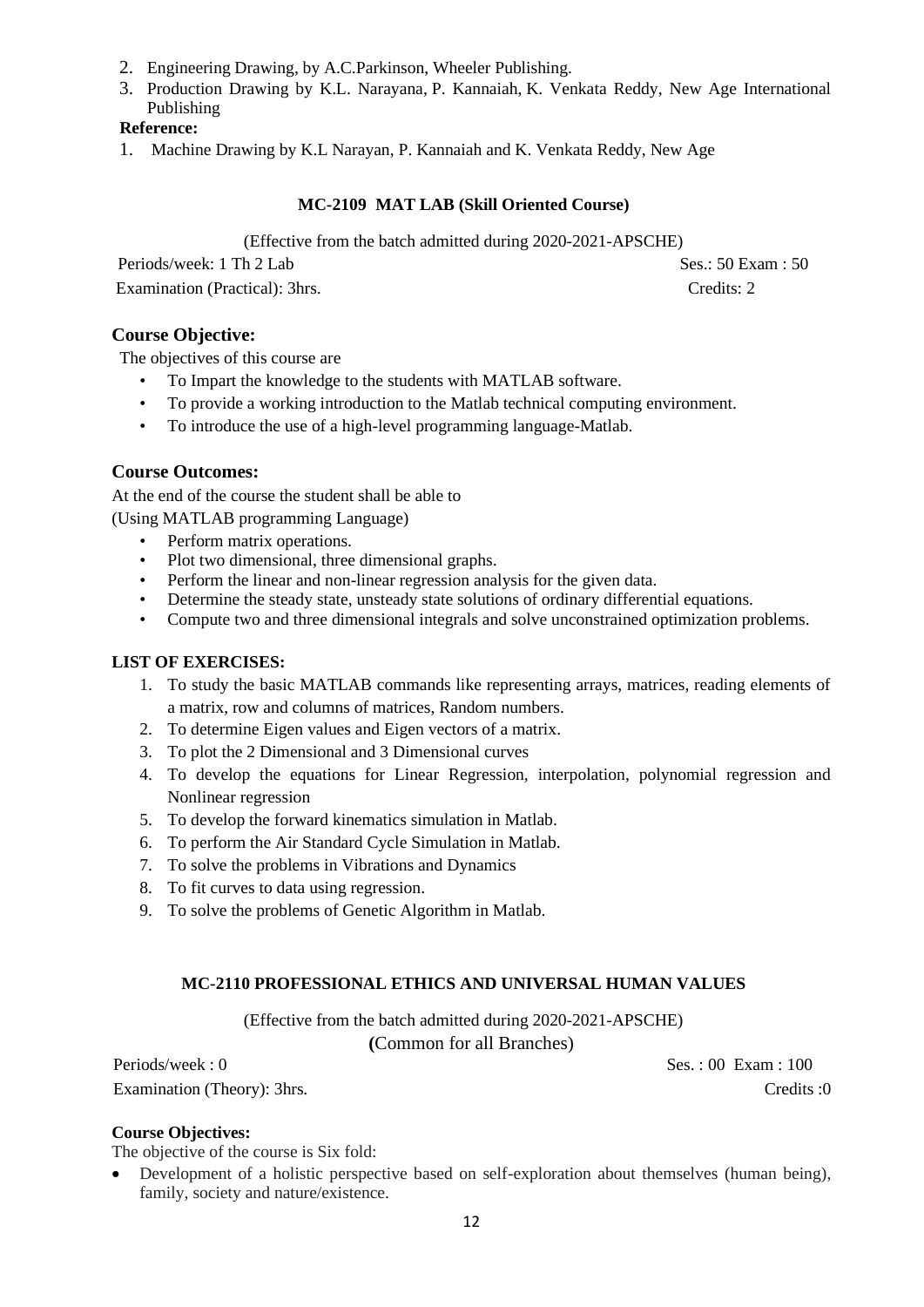2. Engineering Drawing, by A.C.Parkinson, Wheeler Publishing.
3. Production Drawing by K.L. Narayana, P. Kannaiah, K. Venkata Reddy, New Age International Publishing

**Reference:**

1. Machine Drawing by K.L Narayan, P. Kannaiah and K. Venkata Reddy, New Age

### MC-2109 MAT LAB (Skill Oriented Course)

(Effective from the batch admitted during 2020-2021-APSCHE)

Periods/week: 1 Th 2 Lab Ses.: 50 Exam : 50

Examination (Practical): 3hrs. Credits: 2

## Course Objective:

The objectives of this course are

- To Impart the knowledge to the students with MATLAB software.
- To provide a working introduction to the Matlab technical computing environment.
- To introduce the use of a high-level programming language-Matlab.

## Course Outcomes:

At the end of the course the student shall be able to

(Using MATLAB programming Language)

- Perform matrix operations.
- Plot two dimensional, three dimensional graphs.
- Perform the linear and non-linear regression analysis for the given data.
- Determine the steady state, unsteady state solutions of ordinary differential equations.
- Compute two and three dimensional integrals and solve unconstrained optimization problems.

**LIST OF EXERCISES:**

1. To study the basic MATLAB commands like representing arrays, matrices, reading elements of a matrix, row and columns of matrices, Random numbers.
2. To determine Eigen values and Eigen vectors of a matrix.
3. To plot the 2 Dimensional and 3 Dimensional curves
4. To develop the equations for Linear Regression, interpolation, polynomial regression and Nonlinear regression
5. To develop the forward kinematics simulation in Matlab.
6. To perform the Air Standard Cycle Simulation in Matlab.
7. To solve the problems in Vibrations and Dynamics
8. To fit curves to data using regression.
9. To solve the problems of Genetic Algorithm in Matlab.

### MC-2110 PROFESSIONAL ETHICS AND UNIVERSAL HUMAN VALUES

(Effective from the batch admitted during 2020-2021-APSCHE)

**(**Common for all Branches)

Periods/week : 0 Ses. : 00 Exam : 100

Examination (Theory): 3hrs. Credits :0

**Course Objectives:**

The objective of the course is Six fold:

- Development of a holistic perspective based on self-exploration about themselves (human being), family, society and nature/existence.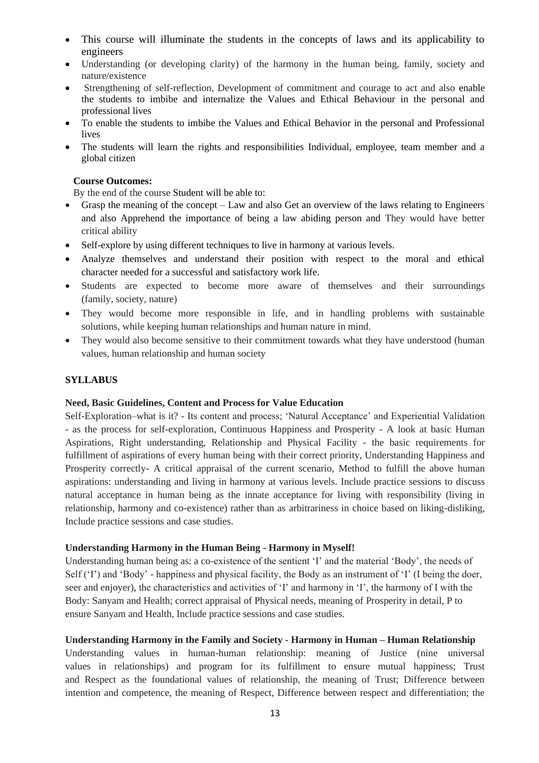- This course will illuminate the students in the concepts of laws and its applicability to engineers
- Understanding (or developing clarity) of the harmony in the human being, family, society and nature/existence
- Strengthening of self-reflection, Development of commitment and courage to act and also enable the students to imbibe and internalize the Values and Ethical Behaviour in the personal and professional lives
- To enable the students to imbibe the Values and Ethical Behavior in the personal and Professional lives
- The students will learn the rights and responsibilities Individual, employee, team member and a global citizen

**Course Outcomes:**

By the end of the course Student will be able to:

- Grasp the meaning of the concept – Law and also Get an overview of the laws relating to Engineers and also Apprehend the importance of being a law abiding person and They would have better critical ability
- Self-explore by using different techniques to live in harmony at various levels.
- Analyze themselves and understand their position with respect to the moral and ethical character needed for a successful and satisfactory work life.
- Students are expected to become more aware of themselves and their surroundings (family, society, nature)
- They would become more responsible in life, and in handling problems with sustainable solutions, while keeping human relationships and human nature in mind.
- They would also become sensitive to their commitment towards what they have understood (human values, human relationship and human society

**SYLLABUS**

**Need, Basic Guidelines, Content and Process for Value Education**

Self-Exploration–what is it? - Its content and process; 'Natural Acceptance' and Experiential Validation - as the process for self-exploration, Continuous Happiness and Prosperity - A look at basic Human Aspirations, Right understanding, Relationship and Physical Facility - the basic requirements for fulfillment of aspirations of every human being with their correct priority, Understanding Happiness and Prosperity correctly- A critical appraisal of the current scenario, Method to fulfill the above human aspirations: understanding and living in harmony at various levels. Include practice sessions to discuss natural acceptance in human being as the innate acceptance for living with responsibility (living in relationship, harmony and co-existence) rather than as arbitrariness in choice based on liking-disliking, Include practice sessions and case studies.

**Understanding Harmony in the Human Being - Harmony in Myself!**

Understanding human being as: a co-existence of the sentient 'I' and the material 'Body', the needs of Self ('I') and 'Body' - happiness and physical facility, the Body as an instrument of 'I' (I being the doer, seer and enjoyer), the characteristics and activities of 'I' and harmony in 'I', the harmony of I with the Body: Sanyam and Health; correct appraisal of Physical needs, meaning of Prosperity in detail, P to ensure Sanyam and Health, Include practice sessions and case studies.

**Understanding Harmony in the Family and Society - Harmony in Human – Human Relationship**

Understanding values in human-human relationship: meaning of Justice (nine universal values in relationships) and program for its fulfillment to ensure mutual happiness; Trust and Respect as the foundational values of relationship, the meaning of Trust; Difference between intention and competence, the meaning of Respect, Difference between respect and differentiation; the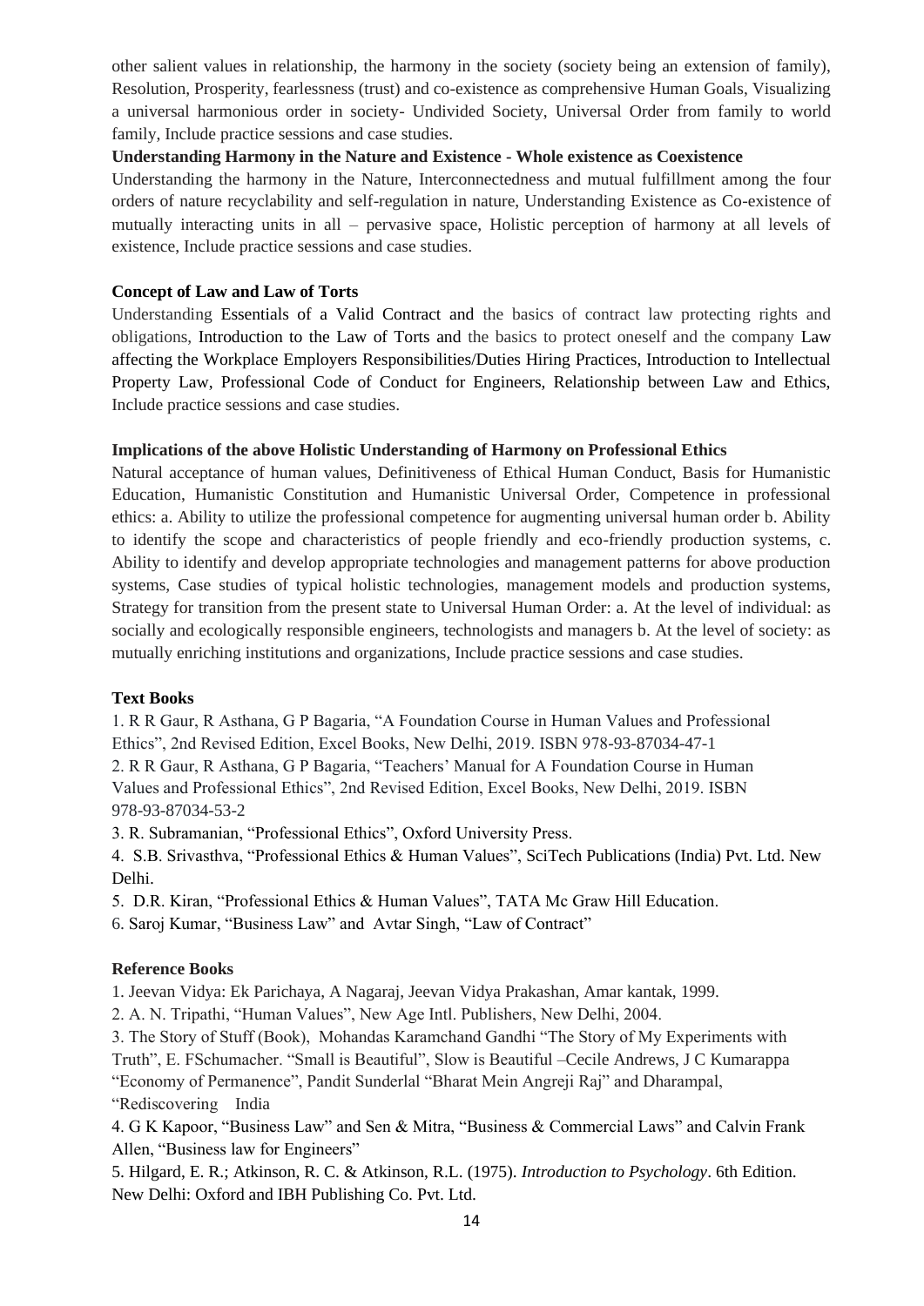other salient values in relationship, the harmony in the society (society being an extension of family), Resolution, Prosperity, fearlessness (trust) and co-existence as comprehensive Human Goals, Visualizing a universal harmonious order in society- Undivided Society, Universal Order from family to world family, Include practice sessions and case studies.

**Understanding Harmony in the Nature and Existence - Whole existence as Coexistence**

Understanding the harmony in the Nature, Interconnectedness and mutual fulfillment among the four orders of nature recyclability and self-regulation in nature, Understanding Existence as Co-existence of mutually interacting units in all – pervasive space, Holistic perception of harmony at all levels of existence, Include practice sessions and case studies.

**Concept of Law and Law of Torts**

Understanding Essentials of a Valid Contract and the basics of contract law protecting rights and obligations, Introduction to the Law of Torts and the basics to protect oneself and the company Law affecting the Workplace Employers Responsibilities/Duties Hiring Practices, Introduction to Intellectual Property Law, Professional Code of Conduct for Engineers, Relationship between Law and Ethics, Include practice sessions and case studies.

**Implications of the above Holistic Understanding of Harmony on Professional Ethics**

Natural acceptance of human values, Definitiveness of Ethical Human Conduct, Basis for Humanistic Education, Humanistic Constitution and Humanistic Universal Order, Competence in professional ethics: a. Ability to utilize the professional competence for augmenting universal human order b. Ability to identify the scope and characteristics of people friendly and eco-friendly production systems, c. Ability to identify and develop appropriate technologies and management patterns for above production systems, Case studies of typical holistic technologies, management models and production systems, Strategy for transition from the present state to Universal Human Order: a. At the level of individual: as socially and ecologically responsible engineers, technologists and managers b. At the level of society: as mutually enriching institutions and organizations, Include practice sessions and case studies.

**Text Books**

1. R R Gaur, R Asthana, G P Bagaria, "A Foundation Course in Human Values and Professional Ethics", 2nd Revised Edition, Excel Books, New Delhi, 2019. ISBN 978-93-87034-47-1
2. R R Gaur, R Asthana, G P Bagaria, "Teachers' Manual for A Foundation Course in Human Values and Professional Ethics", 2nd Revised Edition, Excel Books, New Delhi, 2019. ISBN 978-93-87034-53-2
3. R. Subramanian, "Professional Ethics", Oxford University Press.
4. S.B. Srivasthva, "Professional Ethics & Human Values", SciTech Publications (India) Pvt. Ltd. New Delhi.
5. D.R. Kiran, "Professional Ethics & Human Values", TATA Mc Graw Hill Education.
6. Saroj Kumar, "Business Law" and Avtar Singh, "Law of Contract"

**Reference Books**

1. Jeevan Vidya: Ek Parichaya, A Nagaraj, Jeevan Vidya Prakashan, Amar kantak, 1999.
2. A. N. Tripathi, "Human Values", New Age Intl. Publishers, New Delhi, 2004.
3. The Story of Stuff (Book), Mohandas Karamchand Gandhi "The Story of My Experiments with Truth", E. FSchumacher. "Small is Beautiful", Slow is Beautiful –Cecile Andrews, J C Kumarappa "Economy of Permanence", Pandit Sunderlal "Bharat Mein Angreji Raj" and Dharampal, "Rediscovering India
4. G K Kapoor, "Business Law" and Sen & Mitra, "Business & Commercial Laws" and Calvin Frank Allen, "Business law for Engineers"
5. Hilgard, E. R.; Atkinson, R. C. & Atkinson, R.L. (1975). *Introduction to Psychology*. 6th Edition. New Delhi: Oxford and IBH Publishing Co. Pvt. Ltd.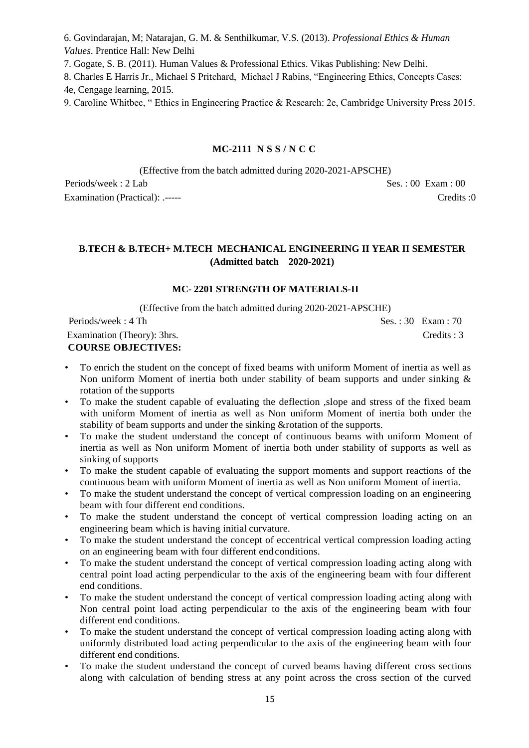6. Govindarajan, M; Natarajan, G. M. & Senthilkumar, V.S. (2013). *Professional Ethics & Human Values*. Prentice Hall: New Delhi

7. Gogate, S. B. (2011). Human Values & Professional Ethics. Vikas Publishing: New Delhi.

8. Charles E Harris Jr., Michael S Pritchard, Michael J Rabins, "Engineering Ethics, Concepts Cases: 4e, Cengage learning, 2015.

9. Caroline Whitbec, " Ethics in Engineering Practice & Research: 2e, Cambridge University Press 2015.

### MC-2111 N S S / N C C

(Effective from the batch admitted during 2020-2021-APSCHE)

Periods/week : 2 Lab Ses. : 00 Exam : 00

Examination (Practical): .----- Credits :0

## B.TECH & B.TECH+ M.TECH MECHANICAL ENGINEERING II YEAR II SEMESTER (Admitted batch 2020-2021)

### MC- 2201 STRENGTH OF MATERIALS-II

(Effective from the batch admitted during 2020-2021-APSCHE)

Periods/week : 4 Th Ses. : 30 Exam : 70

Examination (Theory): 3hrs. Credits : 3

**COURSE OBJECTIVES:**

- To enrich the student on the concept of fixed beams with uniform Moment of inertia as well as Non uniform Moment of inertia both under stability of beam supports and under sinking & rotation of the supports
- To make the student capable of evaluating the deflection ,slope and stress of the fixed beam with uniform Moment of inertia as well as Non uniform Moment of inertia both under the stability of beam supports and under the sinking &rotation of the supports.
- To make the student understand the concept of continuous beams with uniform Moment of inertia as well as Non uniform Moment of inertia both under stability of supports as well as sinking of supports
- To make the student capable of evaluating the support moments and support reactions of the continuous beam with uniform Moment of inertia as well as Non uniform Moment of inertia.
- To make the student understand the concept of vertical compression loading on an engineering beam with four different end conditions.
- To make the student understand the concept of vertical compression loading acting on an engineering beam which is having initial curvature.
- To make the student understand the concept of eccentrical vertical compression loading acting on an engineering beam with four different end conditions.
- To make the student understand the concept of vertical compression loading acting along with central point load acting perpendicular to the axis of the engineering beam with four different end conditions.
- To make the student understand the concept of vertical compression loading acting along with Non central point load acting perpendicular to the axis of the engineering beam with four different end conditions.
- To make the student understand the concept of vertical compression loading acting along with uniformly distributed load acting perpendicular to the axis of the engineering beam with four different end conditions.
- To make the student understand the concept of curved beams having different cross sections along with calculation of bending stress at any point across the cross section of the curved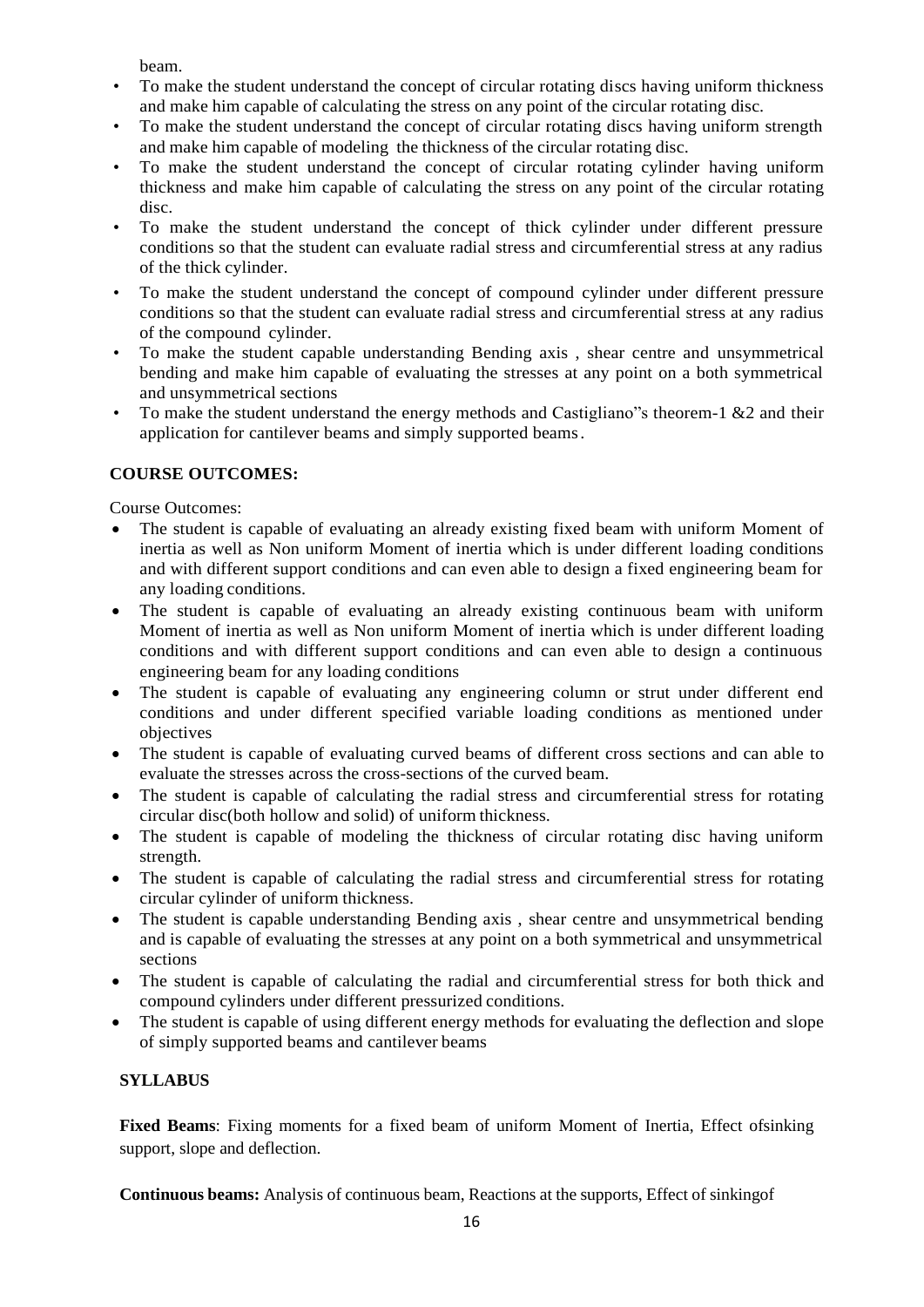beam.

- To make the student understand the concept of circular rotating discs having uniform thickness and make him capable of calculating the stress on any point of the circular rotating disc.
- To make the student understand the concept of circular rotating discs having uniform strength and make him capable of modeling the thickness of the circular rotating disc.
- To make the student understand the concept of circular rotating cylinder having uniform thickness and make him capable of calculating the stress on any point of the circular rotating disc.
- To make the student understand the concept of thick cylinder under different pressure conditions so that the student can evaluate radial stress and circumferential stress at any radius of the thick cylinder.
- To make the student understand the concept of compound cylinder under different pressure conditions so that the student can evaluate radial stress and circumferential stress at any radius of the compound cylinder.
- To make the student capable understanding Bending axis , shear centre and unsymmetrical bending and make him capable of evaluating the stresses at any point on a both symmetrical and unsymmetrical sections
- To make the student understand the energy methods and Castigliano"s theorem-1 &2 and their application for cantilever beams and simply supported beams.

**COURSE OUTCOMES:**

Course Outcomes:

- The student is capable of evaluating an already existing fixed beam with uniform Moment of inertia as well as Non uniform Moment of inertia which is under different loading conditions and with different support conditions and can even able to design a fixed engineering beam for any loading conditions.
- The student is capable of evaluating an already existing continuous beam with uniform Moment of inertia as well as Non uniform Moment of inertia which is under different loading conditions and with different support conditions and can even able to design a continuous engineering beam for any loading conditions
- The student is capable of evaluating any engineering column or strut under different end conditions and under different specified variable loading conditions as mentioned under objectives
- The student is capable of evaluating curved beams of different cross sections and can able to evaluate the stresses across the cross-sections of the curved beam.
- The student is capable of calculating the radial stress and circumferential stress for rotating circular disc(both hollow and solid) of uniform thickness.
- The student is capable of modeling the thickness of circular rotating disc having uniform strength.
- The student is capable of calculating the radial stress and circumferential stress for rotating circular cylinder of uniform thickness.
- The student is capable understanding Bending axis , shear centre and unsymmetrical bending and is capable of evaluating the stresses at any point on a both symmetrical and unsymmetrical sections
- The student is capable of calculating the radial and circumferential stress for both thick and compound cylinders under different pressurized conditions.
- The student is capable of using different energy methods for evaluating the deflection and slope of simply supported beams and cantilever beams

**SYLLABUS**

**Fixed Beams**: Fixing moments for a fixed beam of uniform Moment of Inertia, Effect ofsinking support, slope and deflection.

**Continuous beams:** Analysis of continuous beam, Reactions at the supports, Effect of sinkingof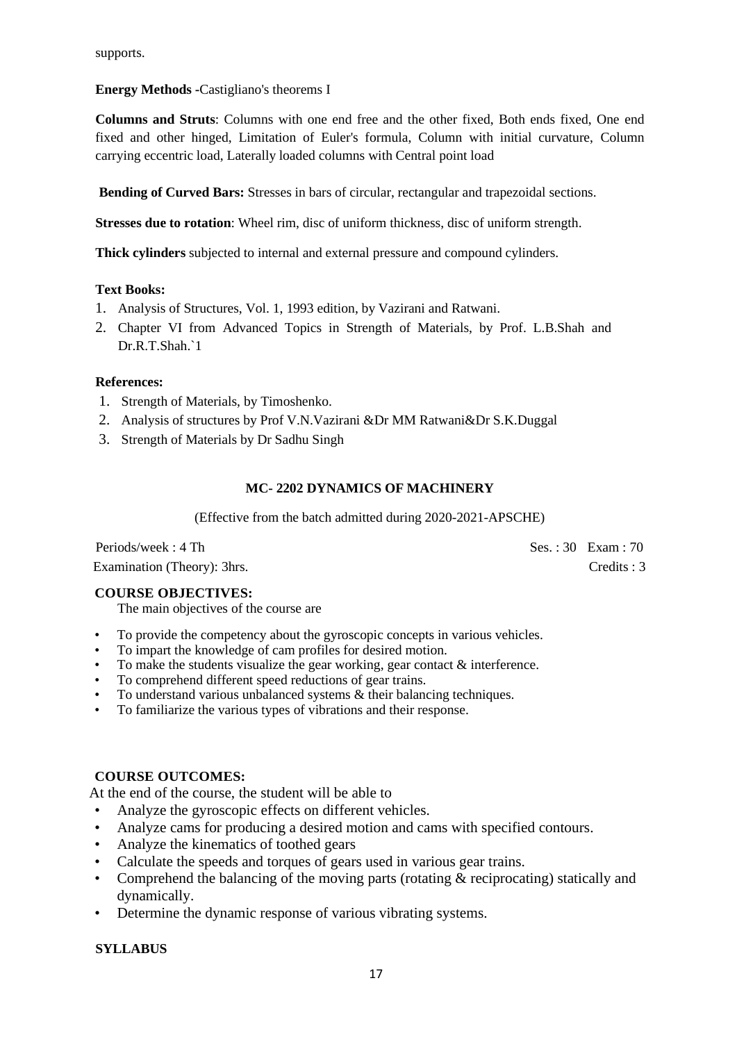supports.

**Energy Methods** -Castigliano's theorems I

**Columns and Struts**: Columns with one end free and the other fixed, Both ends fixed, One end fixed and other hinged, Limitation of Euler's formula, Column with initial curvature, Column carrying eccentric load, Laterally loaded columns with Central point load

**Bending of Curved Bars:** Stresses in bars of circular, rectangular and trapezoidal sections.

**Stresses due to rotation**: Wheel rim, disc of uniform thickness, disc of uniform strength.

**Thick cylinders** subjected to internal and external pressure and compound cylinders.

**Text Books:**

1. Analysis of Structures, Vol. 1, 1993 edition, by Vazirani and Ratwani.
2. Chapter VI from Advanced Topics in Strength of Materials, by Prof. L.B.Shah and Dr.R.T.Shah.`1

**References:**

1. Strength of Materials, by Timoshenko.
2. Analysis of structures by Prof V.N.Vazirani &Dr MM Ratwani&Dr S.K.Duggal
3. Strength of Materials by Dr Sadhu Singh

## MC- 2202 DYNAMICS OF MACHINERY

(Effective from the batch admitted during 2020-2021-APSCHE)

Periods/week : 4 Th — Ses. : 30 Exam : 70

Examination (Theory): 3hrs. — Credits : 3

**COURSE OBJECTIVES:**

The main objectives of the course are

- To provide the competency about the gyroscopic concepts in various vehicles.
- To impart the knowledge of cam profiles for desired motion.
- To make the students visualize the gear working, gear contact & interference.
- To comprehend different speed reductions of gear trains.
- To understand various unbalanced systems & their balancing techniques.
- To familiarize the various types of vibrations and their response.

**COURSE OUTCOMES:**

At the end of the course, the student will be able to

- Analyze the gyroscopic effects on different vehicles.
- Analyze cams for producing a desired motion and cams with specified contours.
- Analyze the kinematics of toothed gears
- Calculate the speeds and torques of gears used in various gear trains.
- Comprehend the balancing of the moving parts (rotating & reciprocating) statically and dynamically.
- Determine the dynamic response of various vibrating systems.

**SYLLABUS**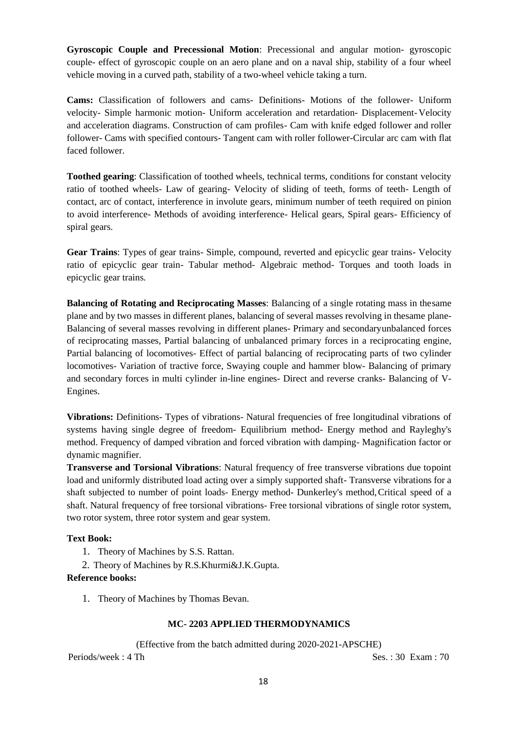**Gyroscopic Couple and Precessional Motion**: Precessional and angular motion- gyroscopic couple- effect of gyroscopic couple on an aero plane and on a naval ship, stability of a four wheel vehicle moving in a curved path, stability of a two-wheel vehicle taking a turn.

**Cams:** Classification of followers and cams- Definitions- Motions of the follower- Uniform velocity- Simple harmonic motion- Uniform acceleration and retardation- Displacement- Velocity and acceleration diagrams. Construction of cam profiles- Cam with knife edged follower and roller follower- Cams with specified contours- Tangent cam with roller follower-Circular arc cam with flat faced follower.

**Toothed gearing**: Classification of toothed wheels, technical terms, conditions for constant velocity ratio of toothed wheels- Law of gearing- Velocity of sliding of teeth, forms of teeth- Length of contact, arc of contact, interference in involute gears, minimum number of teeth required on pinion to avoid interference- Methods of avoiding interference- Helical gears, Spiral gears- Efficiency of spiral gears.

**Gear Trains**: Types of gear trains- Simple, compound, reverted and epicyclic gear trains- Velocity ratio of epicyclic gear train- Tabular method- Algebraic method- Torques and tooth loads in epicyclic gear trains.

**Balancing of Rotating and Reciprocating Masses**: Balancing of a single rotating mass in thesame plane and by two masses in different planes, balancing of several masses revolving in thesame plane- Balancing of several masses revolving in different planes- Primary and secondaryunbalanced forces of reciprocating masses, Partial balancing of unbalanced primary forces in a reciprocating engine, Partial balancing of locomotives- Effect of partial balancing of reciprocating parts of two cylinder locomotives- Variation of tractive force, Swaying couple and hammer blow- Balancing of primary and secondary forces in multi cylinder in-line engines- Direct and reverse cranks- Balancing of V-Engines.

**Vibrations:** Definitions- Types of vibrations- Natural frequencies of free longitudinal vibrations of systems having single degree of freedom- Equilibrium method- Energy method and Rayleghy's method. Frequency of damped vibration and forced vibration with damping- Magnification factor or dynamic magnifier.

**Transverse and Torsional Vibrations**: Natural frequency of free transverse vibrations due topoint load and uniformly distributed load acting over a simply supported shaft- Transverse vibrations for a shaft subjected to number of point loads- Energy method- Dunkerley's method, Critical speed of a shaft. Natural frequency of free torsional vibrations- Free torsional vibrations of single rotor system, two rotor system, three rotor system and gear system.

**Text Book:**

1. Theory of Machines by S.S. Rattan.
2. Theory of Machines by R.S.Khurmi&J.K.Gupta.

**Reference books:**

1. Theory of Machines by Thomas Bevan.

## MC- 2203 APPLIED THERMODYNAMICS

(Effective from the batch admitted during 2020-2021-APSCHE)

Periods/week : 4 Th — Ses. : 30 Exam : 70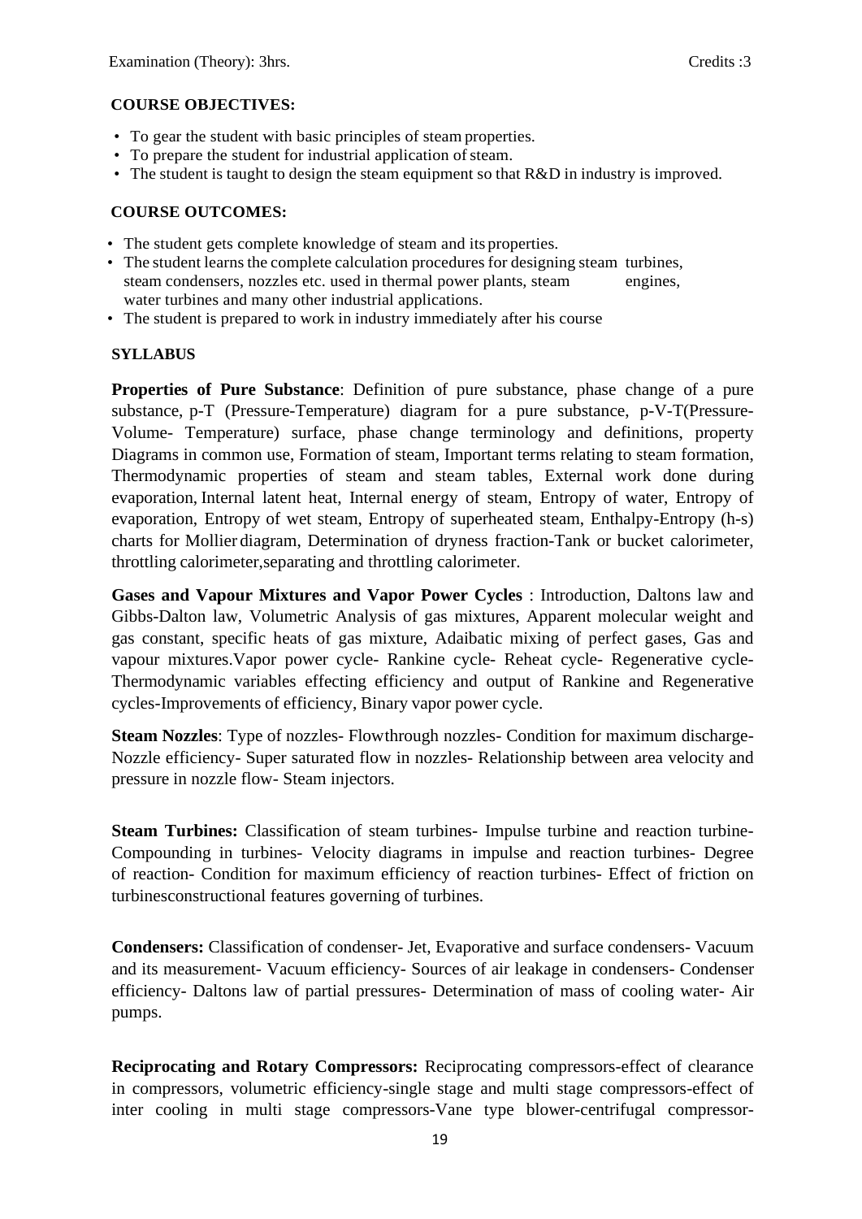Examination (Theory): 3hrs. Credits :3

**COURSE OBJECTIVES:**

- To gear the student with basic principles of steam properties.
- To prepare the student for industrial application of steam.
- The student is taught to design the steam equipment so that R&D in industry is improved.

**COURSE OUTCOMES:**

- The student gets complete knowledge of steam and its properties.
- The student learns the complete calculation procedures for designing steam turbines, steam condensers, nozzles etc. used in thermal power plants, steam engines, water turbines and many other industrial applications.
- The student is prepared to work in industry immediately after his course

**SYLLABUS**

**Properties of Pure Substance**: Definition of pure substance, phase change of a pure substance, p-T (Pressure-Temperature) diagram for a pure substance, p-V-T(Pressure-Volume- Temperature) surface, phase change terminology and definitions, property Diagrams in common use, Formation of steam, Important terms relating to steam formation, Thermodynamic properties of steam and steam tables, External work done during evaporation, Internal latent heat, Internal energy of steam, Entropy of water, Entropy of evaporation, Entropy of wet steam, Entropy of superheated steam, Enthalpy-Entropy (h-s) charts for Mollier diagram, Determination of dryness fraction-Tank or bucket calorimeter, throttling calorimeter,separating and throttling calorimeter.

**Gases and Vapour Mixtures and Vapor Power Cycles** : Introduction, Daltons law and Gibbs-Dalton law, Volumetric Analysis of gas mixtures, Apparent molecular weight and gas constant, specific heats of gas mixture, Adaibatic mixing of perfect gases, Gas and vapour mixtures.Vapor power cycle- Rankine cycle- Reheat cycle- Regenerative cycle- Thermodynamic variables effecting efficiency and output of Rankine and Regenerative cycles-Improvements of efficiency, Binary vapor power cycle.

**Steam Nozzles**: Type of nozzles- Flowthrough nozzles- Condition for maximum discharge- Nozzle efficiency- Super saturated flow in nozzles- Relationship between area velocity and pressure in nozzle flow- Steam injectors.

**Steam Turbines:** Classification of steam turbines- Impulse turbine and reaction turbine- Compounding in turbines- Velocity diagrams in impulse and reaction turbines- Degree of reaction- Condition for maximum efficiency of reaction turbines- Effect of friction on turbinesconstructional features governing of turbines.

**Condensers:** Classification of condenser- Jet, Evaporative and surface condensers- Vacuum and its measurement- Vacuum efficiency- Sources of air leakage in condensers- Condenser efficiency- Daltons law of partial pressures- Determination of mass of cooling water- Air pumps.

**Reciprocating and Rotary Compressors:** Reciprocating compressors-effect of clearance in compressors, volumetric efficiency-single stage and multi stage compressors-effect of inter cooling in multi stage compressors-Vane type blower-centrifugal compressor-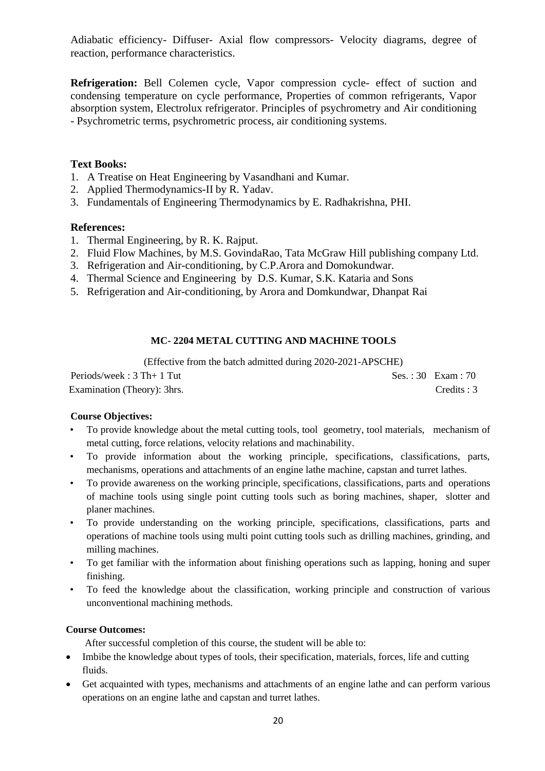Adiabatic efficiency- Diffuser- Axial flow compressors- Velocity diagrams, degree of reaction, performance characteristics.

**Refrigeration:** Bell Colemen cycle, Vapor compression cycle- effect of suction and condensing temperature on cycle performance, Properties of common refrigerants, Vapor absorption system, Electrolux refrigerator. Principles of psychrometry and Air conditioning - Psychrometric terms, psychrometric process, air conditioning systems.

**Text Books:**

1. A Treatise on Heat Engineering by Vasandhani and Kumar.
2. Applied Thermodynamics-II by R. Yadav.
3. Fundamentals of Engineering Thermodynamics by E. Radhakrishna, PHI.

**References:**

1. Thermal Engineering, by R. K. Rajput.
2. Fluid Flow Machines, by M.S. GovindaRao, Tata McGraw Hill publishing company Ltd.
3. Refrigeration and Air-conditioning, by C.P.Arora and Domokundwar.
4. Thermal Science and Engineering by D.S. Kumar, S.K. Kataria and Sons
5. Refrigeration and Air-conditioning, by Arora and Domkundwar, Dhanpat Rai

## MC- 2204 METAL CUTTING AND MACHINE TOOLS

(Effective from the batch admitted during 2020-2021-APSCHE)

Periods/week : 3 Th+ 1 Tut | Ses. : 30 Exam : 70

Examination (Theory): 3hrs. | Credits : 3

**Course Objectives:**

- To provide knowledge about the metal cutting tools, tool geometry, tool materials, mechanism of metal cutting, force relations, velocity relations and machinability.
- To provide information about the working principle, specifications, classifications, parts, mechanisms, operations and attachments of an engine lathe machine, capstan and turret lathes.
- To provide awareness on the working principle, specifications, classifications, parts and operations of machine tools using single point cutting tools such as boring machines, shaper, slotter and planer machines.
- To provide understanding on the working principle, specifications, classifications, parts and operations of machine tools using multi point cutting tools such as drilling machines, grinding, and milling machines.
- To get familiar with the information about finishing operations such as lapping, honing and super finishing.
- To feed the knowledge about the classification, working principle and construction of various unconventional machining methods.

**Course Outcomes:**

After successful completion of this course, the student will be able to:

- Imbibe the knowledge about types of tools, their specification, materials, forces, life and cutting fluids.
- Get acquainted with types, mechanisms and attachments of an engine lathe and can perform various operations on an engine lathe and capstan and turret lathes.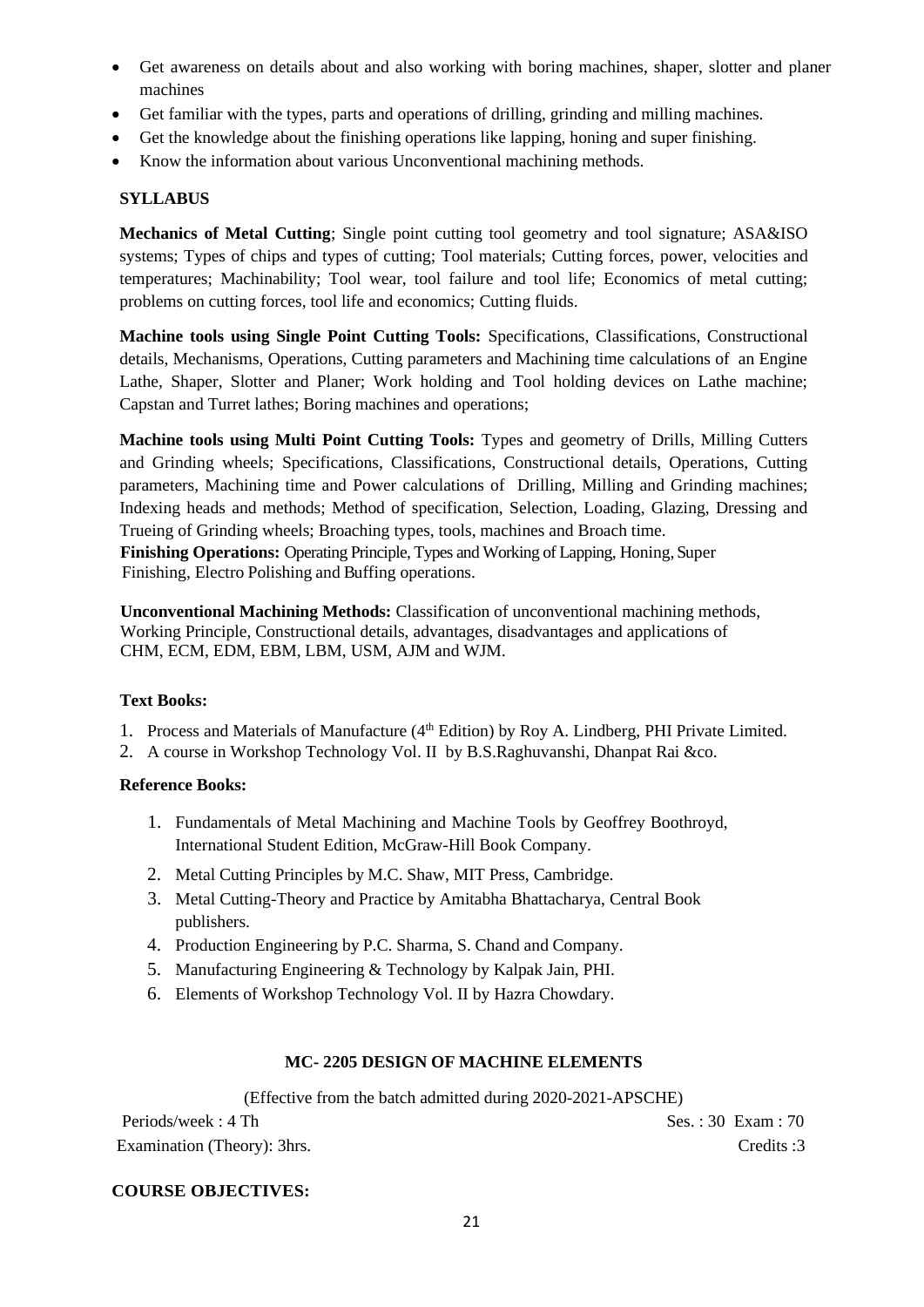- Get awareness on details about and also working with boring machines, shaper, slotter and planer machines
- Get familiar with the types, parts and operations of drilling, grinding and milling machines.
- Get the knowledge about the finishing operations like lapping, honing and super finishing.
- Know the information about various Unconventional machining methods.

**SYLLABUS**

**Mechanics of Metal Cutting**; Single point cutting tool geometry and tool signature; ASA&ISO systems; Types of chips and types of cutting; Tool materials; Cutting forces, power, velocities and temperatures; Machinability; Tool wear, tool failure and tool life; Economics of metal cutting; problems on cutting forces, tool life and economics; Cutting fluids.

**Machine tools using Single Point Cutting Tools:** Specifications, Classifications, Constructional details, Mechanisms, Operations, Cutting parameters and Machining time calculations of an Engine Lathe, Shaper, Slotter and Planer; Work holding and Tool holding devices on Lathe machine; Capstan and Turret lathes; Boring machines and operations;

**Machine tools using Multi Point Cutting Tools:** Types and geometry of Drills, Milling Cutters and Grinding wheels; Specifications, Classifications, Constructional details, Operations, Cutting parameters, Machining time and Power calculations of Drilling, Milling and Grinding machines; Indexing heads and methods; Method of specification, Selection, Loading, Glazing, Dressing and Trueing of Grinding wheels; Broaching types, tools, machines and Broach time.

**Finishing Operations:** Operating Principle, Types and Working of Lapping, Honing, Super Finishing, Electro Polishing and Buffing operations.

**Unconventional Machining Methods:** Classification of unconventional machining methods, Working Principle, Constructional details, advantages, disadvantages and applications of CHM, ECM, EDM, EBM, LBM, USM, AJM and WJM.

**Text Books:**

1. Process and Materials of Manufacture (4th Edition) by Roy A. Lindberg, PHI Private Limited.
2. A course in Workshop Technology Vol. II by B.S.Raghuvanshi, Dhanpat Rai &co.

**Reference Books:**

1. Fundamentals of Metal Machining and Machine Tools by Geoffrey Boothroyd, International Student Edition, McGraw-Hill Book Company.
2. Metal Cutting Principles by M.C. Shaw, MIT Press, Cambridge.
3. Metal Cutting-Theory and Practice by Amitabha Bhattacharya, Central Book publishers.
4. Production Engineering by P.C. Sharma, S. Chand and Company.
5. Manufacturing Engineering & Technology by Kalpak Jain, PHI.
6. Elements of Workshop Technology Vol. II by Hazra Chowdary.

## MC- 2205 DESIGN OF MACHINE ELEMENTS

(Effective from the batch admitted during 2020-2021-APSCHE)

Periods/week : 4 Th Ses. : 30 Exam : 70

Examination (Theory): 3hrs. Credits :3

**COURSE OBJECTIVES:**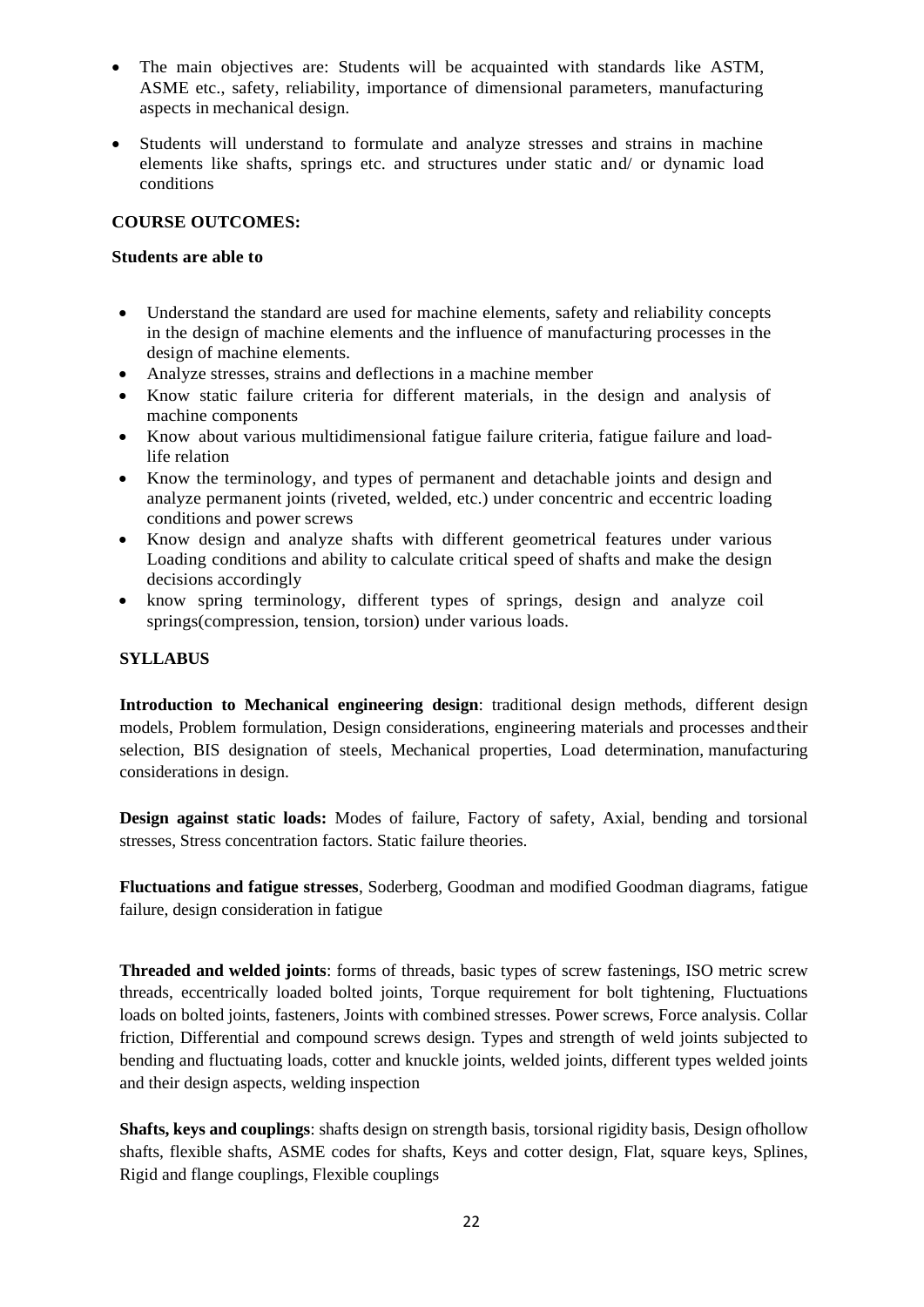- The main objectives are: Students will be acquainted with standards like ASTM, ASME etc., safety, reliability, importance of dimensional parameters, manufacturing aspects in mechanical design.
- Students will understand to formulate and analyze stresses and strains in machine elements like shafts, springs etc. and structures under static and/ or dynamic load conditions

**COURSE OUTCOMES:**

**Students are able to**

- Understand the standard are used for machine elements, safety and reliability concepts in the design of machine elements and the influence of manufacturing processes in the design of machine elements.
- Analyze stresses, strains and deflections in a machine member
- Know static failure criteria for different materials, in the design and analysis of machine components
- Know about various multidimensional fatigue failure criteria, fatigue failure and load-life relation
- Know the terminology, and types of permanent and detachable joints and design and analyze permanent joints (riveted, welded, etc.) under concentric and eccentric loading conditions and power screws
- Know design and analyze shafts with different geometrical features under various Loading conditions and ability to calculate critical speed of shafts and make the design decisions accordingly
- know spring terminology, different types of springs, design and analyze coil springs(compression, tension, torsion) under various loads.

**SYLLABUS**

**Introduction to Mechanical engineering design**: traditional design methods, different design models, Problem formulation, Design considerations, engineering materials and processes andtheir selection, BIS designation of steels, Mechanical properties, Load determination, manufacturing considerations in design.

**Design against static loads:** Modes of failure, Factory of safety, Axial, bending and torsional stresses, Stress concentration factors. Static failure theories.

**Fluctuations and fatigue stresses**, Soderberg, Goodman and modified Goodman diagrams, fatigue failure, design consideration in fatigue

**Threaded and welded joints**: forms of threads, basic types of screw fastenings, ISO metric screw threads, eccentrically loaded bolted joints, Torque requirement for bolt tightening, Fluctuations loads on bolted joints, fasteners, Joints with combined stresses. Power screws, Force analysis. Collar friction, Differential and compound screws design. Types and strength of weld joints subjected to bending and fluctuating loads, cotter and knuckle joints, welded joints, different types welded joints and their design aspects, welding inspection

**Shafts, keys and couplings**: shafts design on strength basis, torsional rigidity basis, Design ofhollow shafts, flexible shafts, ASME codes for shafts, Keys and cotter design, Flat, square keys, Splines, Rigid and flange couplings, Flexible couplings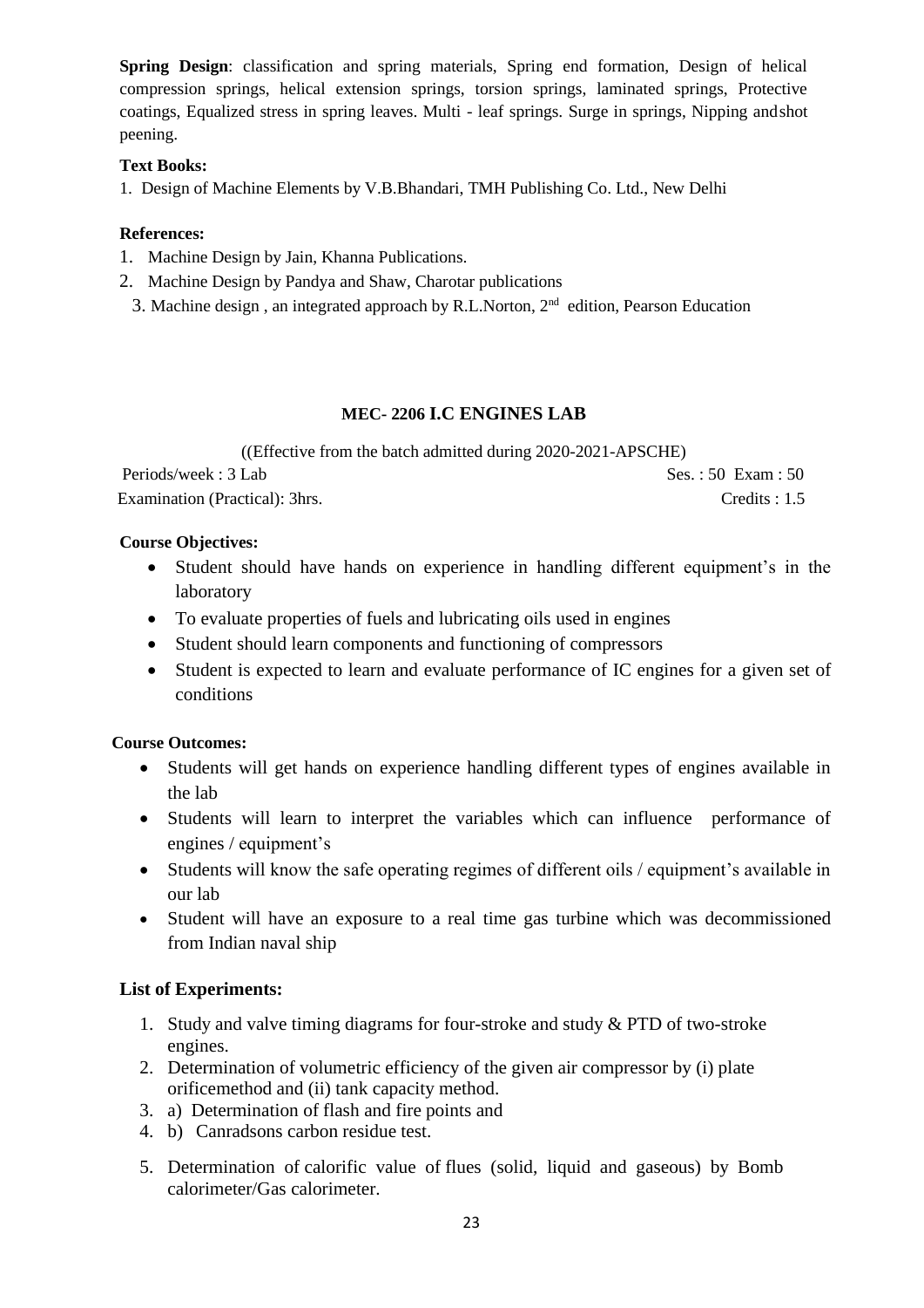**Spring Design**: classification and spring materials, Spring end formation, Design of helical compression springs, helical extension springs, torsion springs, laminated springs, Protective coatings, Equalized stress in spring leaves. Multi - leaf springs. Surge in springs, Nipping andshot peening.

**Text Books:**

1. Design of Machine Elements by V.B.Bhandari, TMH Publishing Co. Ltd., New Delhi

**References:**

1. Machine Design by Jain, Khanna Publications.
2. Machine Design by Pandya and Shaw, Charotar publications
3. Machine design , an integrated approach by R.L.Norton, 2nd edition, Pearson Education

## MEC- 2206 I.C ENGINES LAB

((Effective from the batch admitted during 2020-2021-APSCHE)

Periods/week : 3 Lab — Ses. : 50 Exam : 50

Examination (Practical): 3hrs. — Credits : 1.5

**Course Objectives:**

- Student should have hands on experience in handling different equipment's in the laboratory
- To evaluate properties of fuels and lubricating oils used in engines
- Student should learn components and functioning of compressors
- Student is expected to learn and evaluate performance of IC engines for a given set of conditions

**Course Outcomes:**

- Students will get hands on experience handling different types of engines available in the lab
- Students will learn to interpret the variables which can influence performance of engines / equipment's
- Students will know the safe operating regimes of different oils / equipment's available in our lab
- Student will have an exposure to a real time gas turbine which was decommissioned from Indian naval ship

**List of Experiments:**

1. Study and valve timing diagrams for four-stroke and study & PTD of two-stroke engines.
2. Determination of volumetric efficiency of the given air compressor by (i) plate orificemethod and (ii) tank capacity method.
3. a) Determination of flash and fire points and
4. b) Canradsons carbon residue test.
5. Determination of calorific value of flues (solid, liquid and gaseous) by Bomb calorimeter/Gas calorimeter.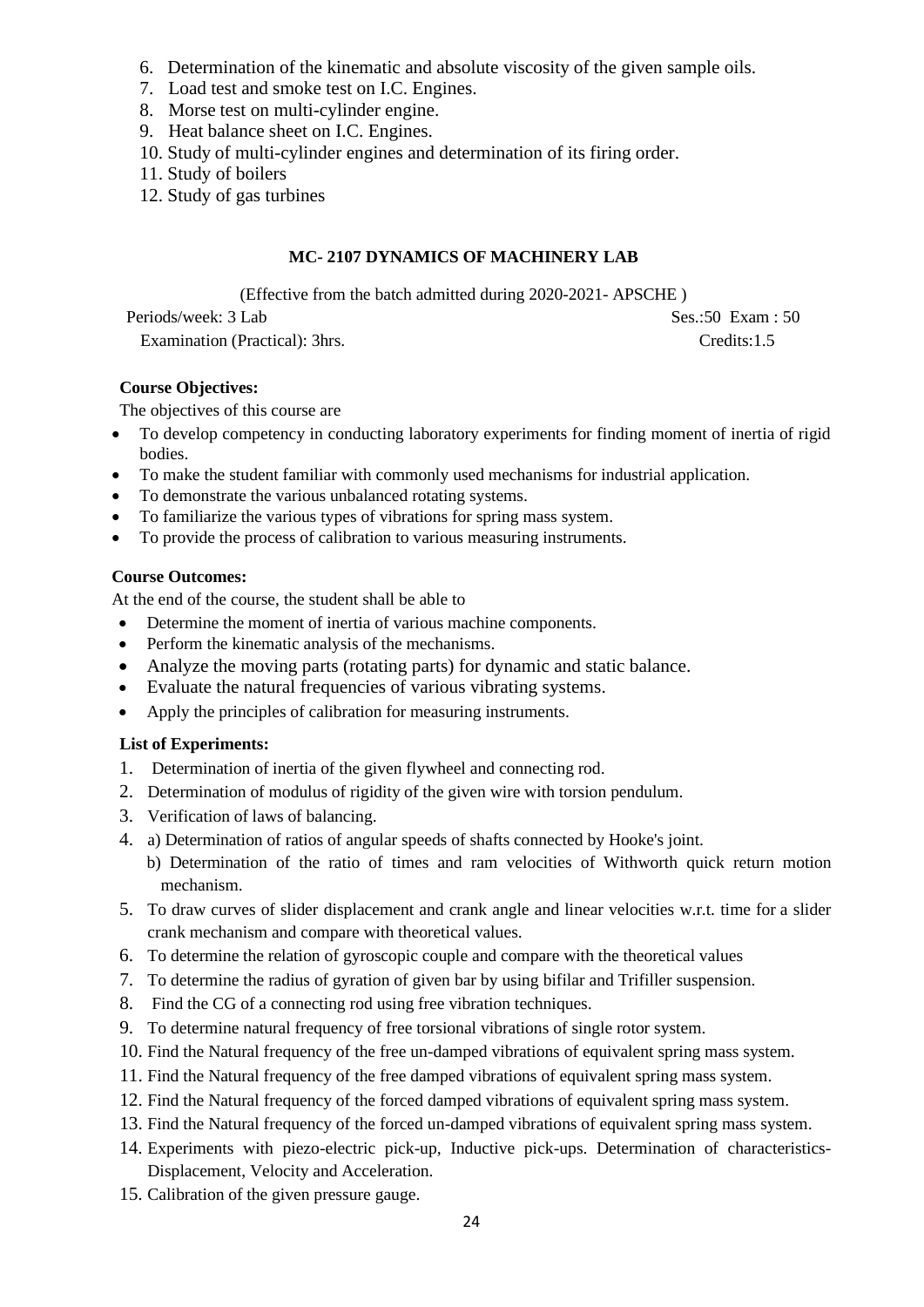6. Determination of the kinematic and absolute viscosity of the given sample oils.
7. Load test and smoke test on I.C. Engines.
8. Morse test on multi-cylinder engine.
9. Heat balance sheet on I.C. Engines.
10. Study of multi-cylinder engines and determination of its firing order.
11. Study of boilers
12. Study of gas turbines

## MC- 2107 DYNAMICS OF MACHINERY LAB

(Effective from the batch admitted during 2020-2021- APSCHE )

Periods/week: 3 Lab Ses.:50 Exam : 50

Examination (Practical): 3hrs. Credits:1.5

**Course Objectives:**

The objectives of this course are

- To develop competency in conducting laboratory experiments for finding moment of inertia of rigid bodies.
- To make the student familiar with commonly used mechanisms for industrial application.
- To demonstrate the various unbalanced rotating systems.
- To familiarize the various types of vibrations for spring mass system.
- To provide the process of calibration to various measuring instruments.

**Course Outcomes:**

At the end of the course, the student shall be able to

- Determine the moment of inertia of various machine components.
- Perform the kinematic analysis of the mechanisms.
- Analyze the moving parts (rotating parts) for dynamic and static balance.
- Evaluate the natural frequencies of various vibrating systems.
- Apply the principles of calibration for measuring instruments.

**List of Experiments:**

1. Determination of inertia of the given flywheel and connecting rod.
2. Determination of modulus of rigidity of the given wire with torsion pendulum.
3. Verification of laws of balancing.
4. a) Determination of ratios of angular speeds of shafts connected by Hooke's joint.
   b) Determination of the ratio of times and ram velocities of Withworth quick return motion mechanism.
5. To draw curves of slider displacement and crank angle and linear velocities w.r.t. time for a slider crank mechanism and compare with theoretical values.
6. To determine the relation of gyroscopic couple and compare with the theoretical values
7. To determine the radius of gyration of given bar by using bifilar and Trifiller suspension.
8. Find the CG of a connecting rod using free vibration techniques.
9. To determine natural frequency of free torsional vibrations of single rotor system.
10. Find the Natural frequency of the free un-damped vibrations of equivalent spring mass system.
11. Find the Natural frequency of the free damped vibrations of equivalent spring mass system.
12. Find the Natural frequency of the forced damped vibrations of equivalent spring mass system.
13. Find the Natural frequency of the forced un-damped vibrations of equivalent spring mass system.
14. Experiments with piezo-electric pick-up, Inductive pick-ups. Determination of characteristics- Displacement, Velocity and Acceleration.
15. Calibration of the given pressure gauge.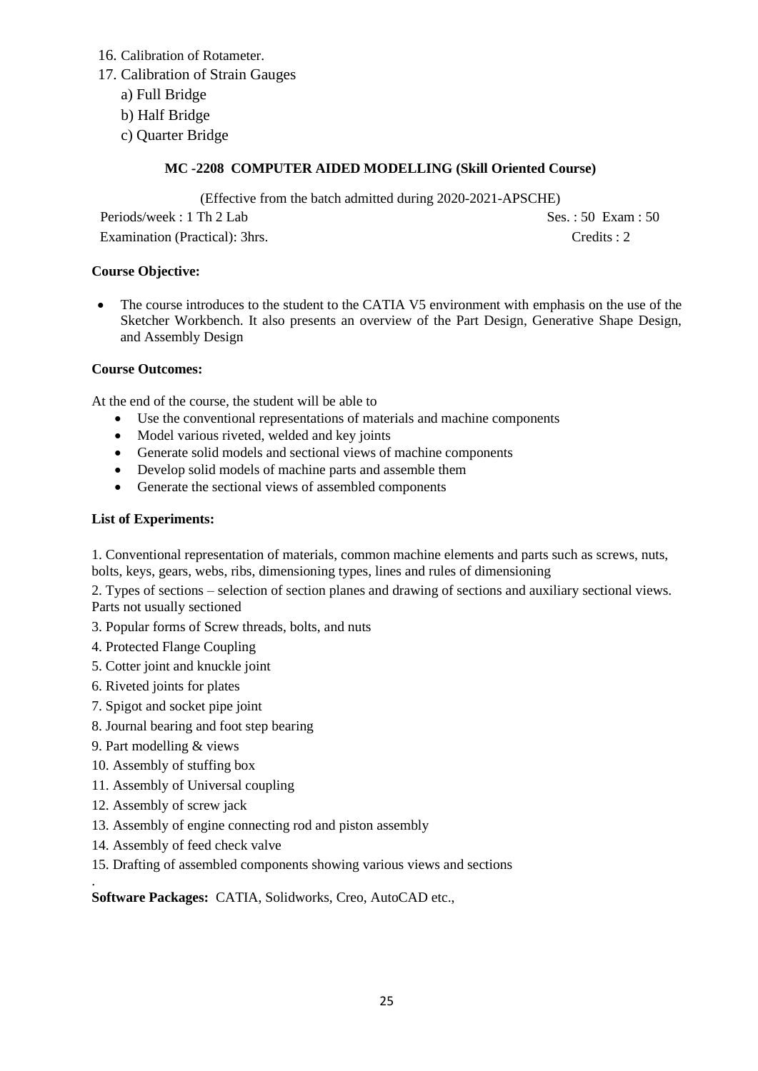16. Calibration of Rotameter.
17. Calibration of Strain Gauges
    a) Full Bridge
    b) Half Bridge
    c) Quarter Bridge

## MC -2208 COMPUTER AIDED MODELLING (Skill Oriented Course)

(Effective from the batch admitted during 2020-2021-APSCHE)

Periods/week : 1 Th 2 Lab Ses. : 50 Exam : 50

Examination (Practical): 3hrs. Credits : 2

**Course Objective:**

- The course introduces to the student to the CATIA V5 environment with emphasis on the use of the Sketcher Workbench. It also presents an overview of the Part Design, Generative Shape Design, and Assembly Design

**Course Outcomes:**

At the end of the course, the student will be able to

- Use the conventional representations of materials and machine components
- Model various riveted, welded and key joints
- Generate solid models and sectional views of machine components
- Develop solid models of machine parts and assemble them
- Generate the sectional views of assembled components

**List of Experiments:**

1. Conventional representation of materials, common machine elements and parts such as screws, nuts, bolts, keys, gears, webs, ribs, dimensioning types, lines and rules of dimensioning
2. Types of sections – selection of section planes and drawing of sections and auxiliary sectional views. Parts not usually sectioned
3. Popular forms of Screw threads, bolts, and nuts
4. Protected Flange Coupling
5. Cotter joint and knuckle joint
6. Riveted joints for plates
7. Spigot and socket pipe joint
8. Journal bearing and foot step bearing
9. Part modelling & views
10. Assembly of stuffing box
11. Assembly of Universal coupling
12. Assembly of screw jack
13. Assembly of engine connecting rod and piston assembly
14. Assembly of feed check valve
15. Drafting of assembled components showing various views and sections

**Software Packages:** CATIA, Solidworks, Creo, AutoCAD etc.,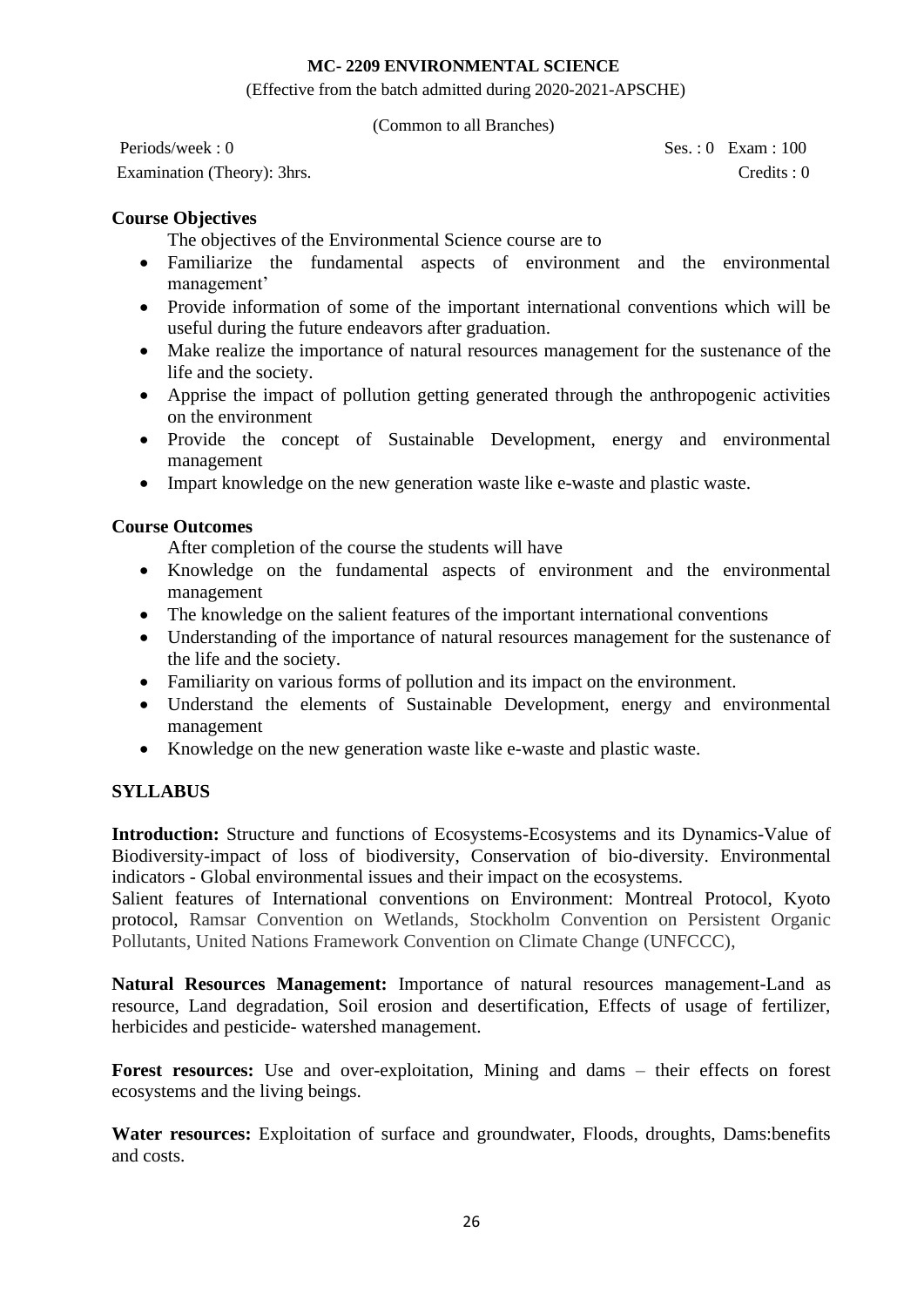**MC- 2209 ENVIRONMENTAL SCIENCE**

(Effective from the batch admitted during 2020-2021-APSCHE)

(Common to all Branches)

Periods/week : 0 Ses. : 0 Exam : 100

Examination (Theory): 3hrs. Credits : 0

**Course Objectives**

The objectives of the Environmental Science course are to

- Familiarize the fundamental aspects of environment and the environmental management'
- Provide information of some of the important international conventions which will be useful during the future endeavors after graduation.
- Make realize the importance of natural resources management for the sustenance of the life and the society.
- Apprise the impact of pollution getting generated through the anthropogenic activities on the environment
- Provide the concept of Sustainable Development, energy and environmental management
- Impart knowledge on the new generation waste like e-waste and plastic waste.

**Course Outcomes**

After completion of the course the students will have

- Knowledge on the fundamental aspects of environment and the environmental management
- The knowledge on the salient features of the important international conventions
- Understanding of the importance of natural resources management for the sustenance of the life and the society.
- Familiarity on various forms of pollution and its impact on the environment.
- Understand the elements of Sustainable Development, energy and environmental management
- Knowledge on the new generation waste like e-waste and plastic waste.

**SYLLABUS**

**Introduction:** Structure and functions of Ecosystems-Ecosystems and its Dynamics-Value of Biodiversity-impact of loss of biodiversity, Conservation of bio-diversity. Environmental indicators - Global environmental issues and their impact on the ecosystems.
Salient features of International conventions on Environment: Montreal Protocol, Kyoto protocol, Ramsar Convention on Wetlands, Stockholm Convention on Persistent Organic Pollutants, United Nations Framework Convention on Climate Change (UNFCCC),

**Natural Resources Management:** Importance of natural resources management-Land as resource, Land degradation, Soil erosion and desertification, Effects of usage of fertilizer, herbicides and pesticide- watershed management.

**Forest resources:** Use and over-exploitation, Mining and dams – their effects on forest ecosystems and the living beings.

**Water resources:** Exploitation of surface and groundwater, Floods, droughts, Dams:benefits and costs.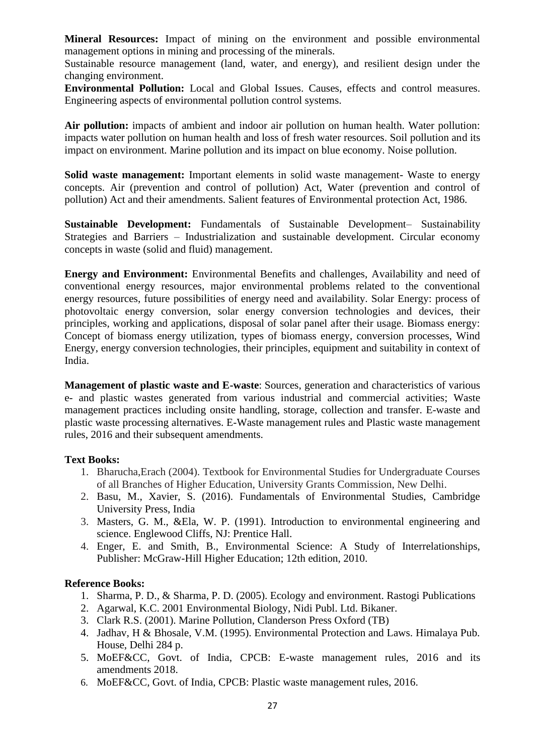**Mineral Resources:** Impact of mining on the environment and possible environmental management options in mining and processing of the minerals.

Sustainable resource management (land, water, and energy), and resilient design under the changing environment.

**Environmental Pollution:** Local and Global Issues. Causes, effects and control measures. Engineering aspects of environmental pollution control systems.

**Air pollution:** impacts of ambient and indoor air pollution on human health. Water pollution: impacts water pollution on human health and loss of fresh water resources. Soil pollution and its impact on environment. Marine pollution and its impact on blue economy. Noise pollution.

**Solid waste management:** Important elements in solid waste management- Waste to energy concepts. Air (prevention and control of pollution) Act, Water (prevention and control of pollution) Act and their amendments. Salient features of Environmental protection Act, 1986.

**Sustainable Development:** Fundamentals of Sustainable Development– Sustainability Strategies and Barriers – Industrialization and sustainable development. Circular economy concepts in waste (solid and fluid) management.

**Energy and Environment:** Environmental Benefits and challenges, Availability and need of conventional energy resources, major environmental problems related to the conventional energy resources, future possibilities of energy need and availability. Solar Energy: process of photovoltaic energy conversion, solar energy conversion technologies and devices, their principles, working and applications, disposal of solar panel after their usage. Biomass energy: Concept of biomass energy utilization, types of biomass energy, conversion processes, Wind Energy, energy conversion technologies, their principles, equipment and suitability in context of India.

**Management of plastic waste and E-waste**: Sources, generation and characteristics of various e- and plastic wastes generated from various industrial and commercial activities; Waste management practices including onsite handling, storage, collection and transfer. E-waste and plastic waste processing alternatives. E-Waste management rules and Plastic waste management rules, 2016 and their subsequent amendments.

**Text Books:**

1. Bharucha,Erach (2004). Textbook for Environmental Studies for Undergraduate Courses of all Branches of Higher Education, University Grants Commission, New Delhi.
2. Basu, M., Xavier, S. (2016). Fundamentals of Environmental Studies, Cambridge University Press, India
3. Masters, G. M., &Ela, W. P. (1991). Introduction to environmental engineering and science. Englewood Cliffs, NJ: Prentice Hall.
4. Enger, E. and Smith, B., Environmental Science: A Study of Interrelationships, Publisher: McGraw-Hill Higher Education; 12th edition, 2010.

**Reference Books:**

1. Sharma, P. D., & Sharma, P. D. (2005). Ecology and environment. Rastogi Publications
2. Agarwal, K.C. 2001 Environmental Biology, Nidi Publ. Ltd. Bikaner.
3. Clark R.S. (2001). Marine Pollution, Clanderson Press Oxford (TB)
4. Jadhav, H & Bhosale, V.M. (1995). Environmental Protection and Laws. Himalaya Pub. House, Delhi 284 p.
5. MoEF&CC, Govt. of India, CPCB: E-waste management rules, 2016 and its amendments 2018.
6. MoEF&CC, Govt. of India, CPCB: Plastic waste management rules, 2016.